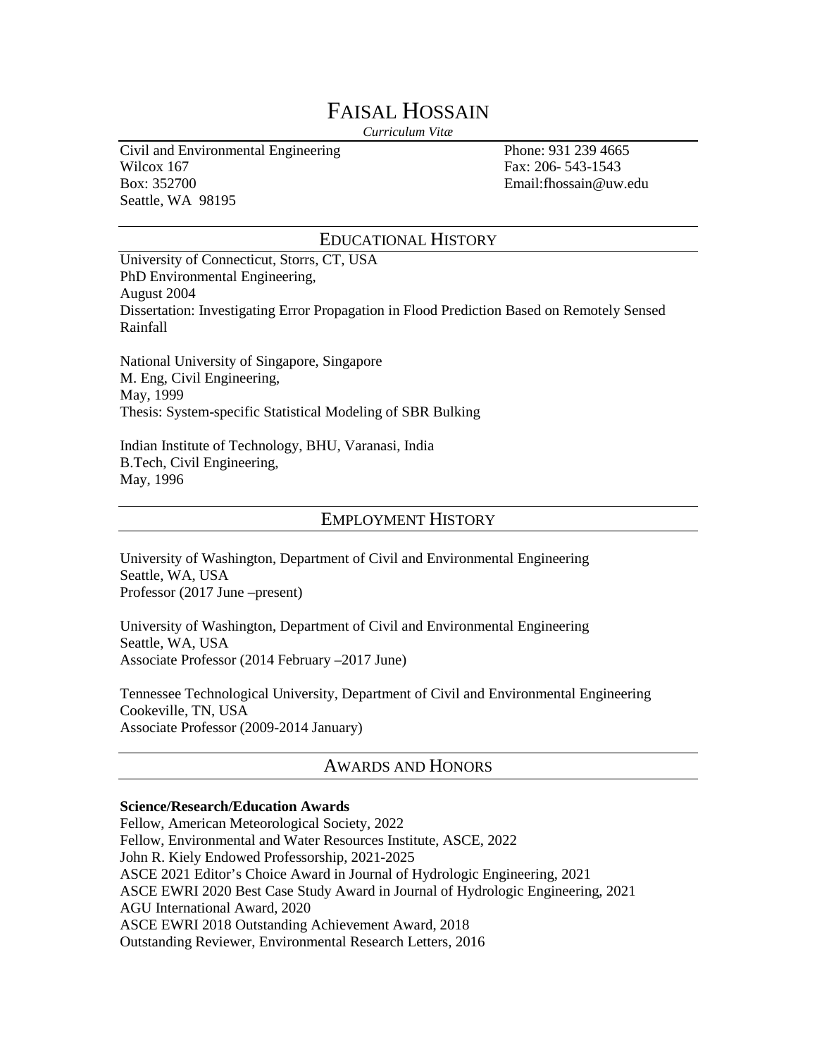# FAISAL HOSSAIN

*Curriculum Vitæ*

Civil and Environmental Engineering
Wilcox 167
Box: 352700
Seattle, WA 98195

Phone: 931 239 4665
Fax: 206- 543-1543
Email:fhossain@uw.edu

## EDUCATIONAL HISTORY

University of Connecticut, Storrs, CT, USA
PhD Environmental Engineering,
August 2004
Dissertation: Investigating Error Propagation in Flood Prediction Based on Remotely Sensed Rainfall

National University of Singapore, Singapore
M. Eng, Civil Engineering,
May, 1999
Thesis: System-specific Statistical Modeling of SBR Bulking

Indian Institute of Technology, BHU, Varanasi, India
B.Tech, Civil Engineering,
May, 1996

## EMPLOYMENT HISTORY

University of Washington, Department of Civil and Environmental Engineering
Seattle, WA, USA
Professor (2017 June –present)

University of Washington, Department of Civil and Environmental Engineering
Seattle, WA, USA
Associate Professor (2014 February –2017 June)

Tennessee Technological University, Department of Civil and Environmental Engineering
Cookeville, TN, USA
Associate Professor (2009-2014 January)

## AWARDS AND HONORS

**Science/Research/Education Awards**

Fellow, American Meteorological Society, 2022
Fellow, Environmental and Water Resources Institute, ASCE, 2022
John R. Kiely Endowed Professorship, 2021-2025
ASCE 2021 Editor's Choice Award in Journal of Hydrologic Engineering, 2021
ASCE EWRI 2020 Best Case Study Award in Journal of Hydrologic Engineering, 2021
AGU International Award, 2020
ASCE EWRI 2018 Outstanding Achievement Award, 2018
Outstanding Reviewer, Environmental Research Letters, 2016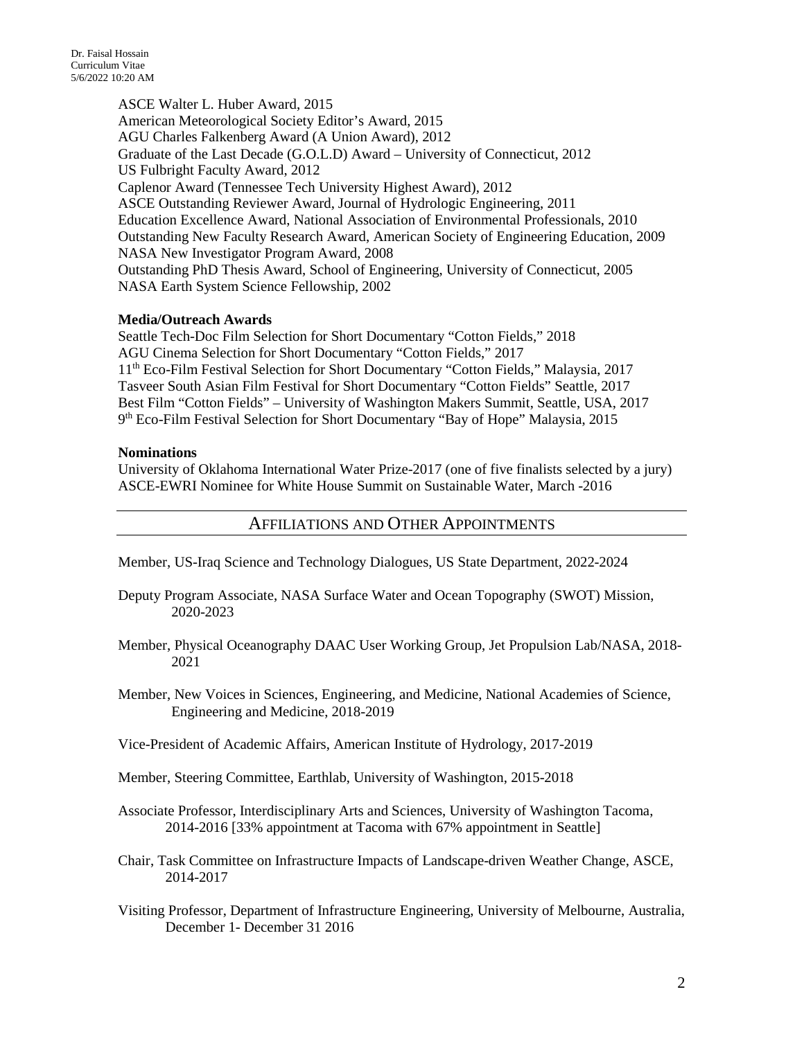ASCE Walter L. Huber Award, 2015
American Meteorological Society Editor's Award, 2015
AGU Charles Falkenberg Award (A Union Award), 2012
Graduate of the Last Decade (G.O.L.D) Award – University of Connecticut, 2012
US Fulbright Faculty Award, 2012
Caplenor Award (Tennessee Tech University Highest Award), 2012
ASCE Outstanding Reviewer Award, Journal of Hydrologic Engineering, 2011
Education Excellence Award, National Association of Environmental Professionals, 2010
Outstanding New Faculty Research Award, American Society of Engineering Education, 2009
NASA New Investigator Program Award, 2008
Outstanding PhD Thesis Award, School of Engineering, University of Connecticut, 2005
NASA Earth System Science Fellowship, 2002

**Media/Outreach Awards**

Seattle Tech-Doc Film Selection for Short Documentary "Cotton Fields," 2018
AGU Cinema Selection for Short Documentary "Cotton Fields," 2017
11th Eco-Film Festival Selection for Short Documentary "Cotton Fields," Malaysia, 2017
Tasveer South Asian Film Festival for Short Documentary "Cotton Fields" Seattle, 2017
Best Film "Cotton Fields" – University of Washington Makers Summit, Seattle, USA, 2017
9th Eco-Film Festival Selection for Short Documentary "Bay of Hope" Malaysia, 2015

**Nominations**

University of Oklahoma International Water Prize-2017 (one of five finalists selected by a jury)
ASCE-EWRI Nominee for White House Summit on Sustainable Water, March -2016

## AFFILIATIONS AND OTHER APPOINTMENTS

Member, US-Iraq Science and Technology Dialogues, US State Department, 2022-2024

Deputy Program Associate, NASA Surface Water and Ocean Topography (SWOT) Mission, 2020-2023

Member, Physical Oceanography DAAC User Working Group, Jet Propulsion Lab/NASA, 2018-2021

Member, New Voices in Sciences, Engineering, and Medicine, National Academies of Science, Engineering and Medicine, 2018-2019

Vice-President of Academic Affairs, American Institute of Hydrology, 2017-2019

Member, Steering Committee, Earthlab, University of Washington, 2015-2018

Associate Professor, Interdisciplinary Arts and Sciences, University of Washington Tacoma, 2014-2016 [33% appointment at Tacoma with 67% appointment in Seattle]

Chair, Task Committee on Infrastructure Impacts of Landscape-driven Weather Change, ASCE, 2014-2017

Visiting Professor, Department of Infrastructure Engineering, University of Melbourne, Australia, December 1- December 31 2016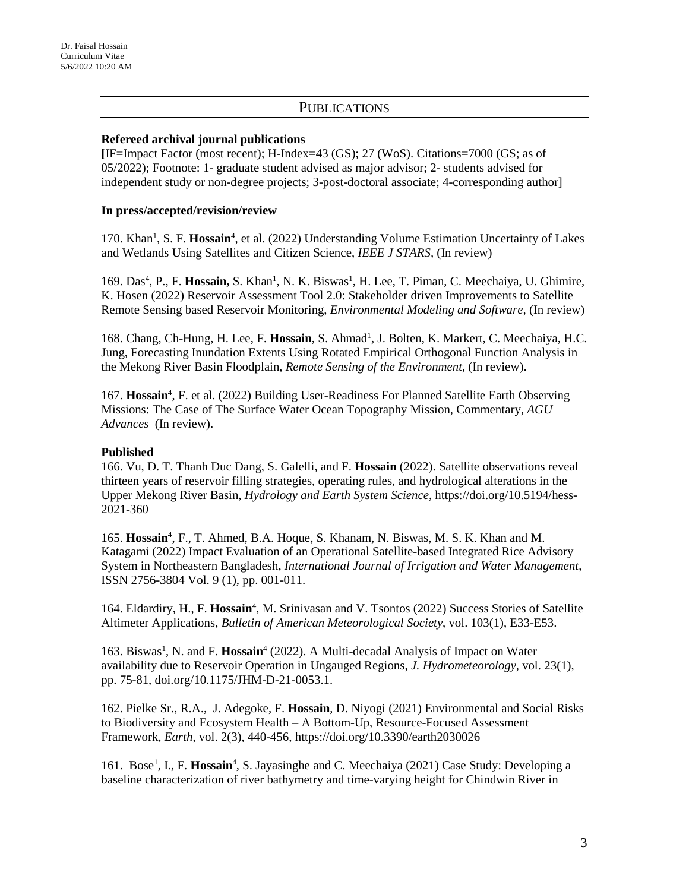## PUBLICATIONS

**Refereed archival journal publications**

**[**IF=Impact Factor (most recent); H-Index=43 (GS); 27 (WoS). Citations=7000 (GS; as of 05/2022); Footnote: 1- graduate student advised as major advisor; 2- students advised for independent study or non-degree projects; 3-post-doctoral associate; 4-corresponding author]

**In press/accepted/revision/review**

170. Khan[1], S. F. **Hossain**[4], et al. (2022) Understanding Volume Estimation Uncertainty of Lakes and Wetlands Using Satellites and Citizen Science, *IEEE J STARS*, (In review)

169. Das[4], P., F. **Hossain,** S. Khan[1], N. K. Biswas[1], H. Lee, T. Piman, C. Meechaiya, U. Ghimire, K. Hosen (2022) Reservoir Assessment Tool 2.0: Stakeholder driven Improvements to Satellite Remote Sensing based Reservoir Monitoring, *Environmental Modeling and Software*, (In review)

168. Chang, Ch-Hung, H. Lee, F. **Hossain**, S. Ahmad[1], J. Bolten, K. Markert, C. Meechaiya, H.C. Jung, Forecasting Inundation Extents Using Rotated Empirical Orthogonal Function Analysis in the Mekong River Basin Floodplain, *Remote Sensing of the Environment*, (In review).

167. **Hossain**[4], F. et al. (2022) Building User-Readiness For Planned Satellite Earth Observing Missions: The Case of The Surface Water Ocean Topography Mission, Commentary, *AGU Advances* (In review).

**Published**

166. Vu, D. T. Thanh Duc Dang, S. Galelli, and F. **Hossain** (2022). Satellite observations reveal thirteen years of reservoir filling strategies, operating rules, and hydrological alterations in the Upper Mekong River Basin, *Hydrology and Earth System Science*, https://doi.org/10.5194/hess-2021-360

165. **Hossain**[4], F., T. Ahmed, B.A. Hoque, S. Khanam, N. Biswas, M. S. K. Khan and M. Katagami (2022) Impact Evaluation of an Operational Satellite-based Integrated Rice Advisory System in Northeastern Bangladesh, *International Journal of Irrigation and Water Management*, ISSN 2756-3804 Vol. 9 (1), pp. 001-011.

164. Eldardiry, H., F. **Hossain**[4], M. Srinivasan and V. Tsontos (2022) Success Stories of Satellite Altimeter Applications, *Bulletin of American Meteorological Society*, vol. 103(1), E33-E53.

163. Biswas[1], N. and F. **Hossain**[4] (2022). A Multi-decadal Analysis of Impact on Water availability due to Reservoir Operation in Ungauged Regions, *J. Hydrometeorology*, vol. 23(1), pp. 75-81, doi.org/10.1175/JHM-D-21-0053.1.

162. Pielke Sr., R.A., J. Adegoke, F. **Hossain**, D. Niyogi (2021) Environmental and Social Risks to Biodiversity and Ecosystem Health – A Bottom-Up, Resource-Focused Assessment Framework, *Earth*, vol. 2(3), 440-456, https://doi.org/10.3390/earth2030026

161. Bose[1], I., F. **Hossain**[4], S. Jayasinghe and C. Meechaiya (2021) Case Study: Developing a baseline characterization of river bathymetry and time-varying height for Chindwin River in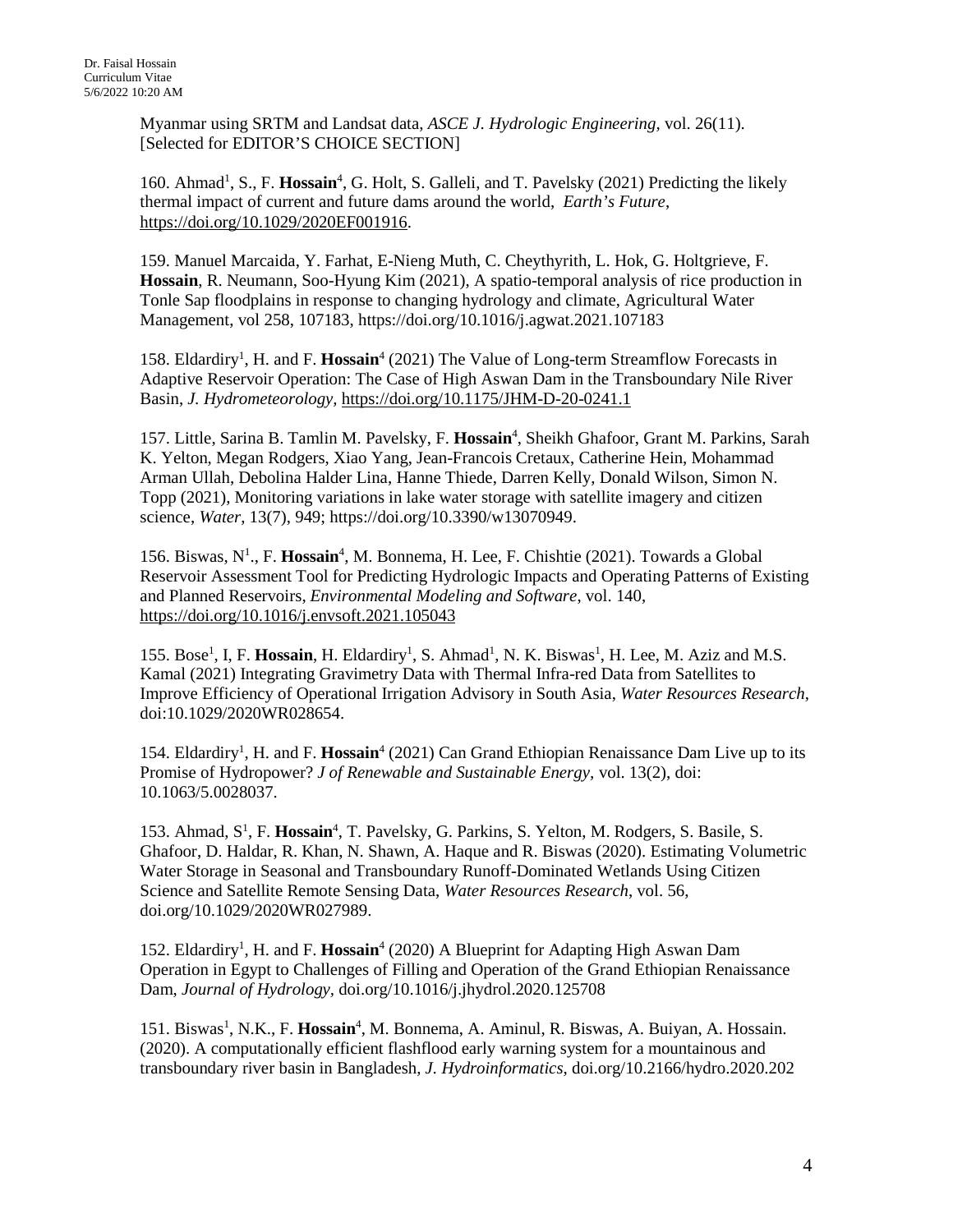Myanmar using SRTM and Landsat data, *ASCE J. Hydrologic Engineering,* vol. 26(11). [Selected for EDITOR'S CHOICE SECTION]

160. Ahmad[1], S., F. **Hossain**[4], G. Holt, S. Galleli, and T. Pavelsky (2021) Predicting the likely thermal impact of current and future dams around the world, *Earth's Future*, https://doi.org/10.1029/2020EF001916.

159. Manuel Marcaida, Y. Farhat, E-Nieng Muth, C. Cheythyrith, L. Hok, G. Holtgrieve, F. **Hossain**, R. Neumann, Soo-Hyung Kim (2021), A spatio-temporal analysis of rice production in Tonle Sap floodplains in response to changing hydrology and climate, Agricultural Water Management, vol 258, 107183, https://doi.org/10.1016/j.agwat.2021.107183

158. Eldardiry[1], H. and F. **Hossain**[4] (2021) The Value of Long-term Streamflow Forecasts in Adaptive Reservoir Operation: The Case of High Aswan Dam in the Transboundary Nile River Basin, *J. Hydrometeorology*, https://doi.org/10.1175/JHM-D-20-0241.1

157. Little, Sarina B. Tamlin M. Pavelsky, F. **Hossain**[4], Sheikh Ghafoor, Grant M. Parkins, Sarah K. Yelton, Megan Rodgers, Xiao Yang, Jean-Francois Cretaux, Catherine Hein, Mohammad Arman Ullah, Debolina Halder Lina, Hanne Thiede, Darren Kelly, Donald Wilson, Simon N. Topp (2021), Monitoring variations in lake water storage with satellite imagery and citizen science, *Water*, 13(7), 949; https://doi.org/10.3390/w13070949.

156. Biswas, N[1]., F. **Hossain**[4], M. Bonnema, H. Lee, F. Chishtie (2021). Towards a Global Reservoir Assessment Tool for Predicting Hydrologic Impacts and Operating Patterns of Existing and Planned Reservoirs, *Environmental Modeling and Software*, vol. 140, https://doi.org/10.1016/j.envsoft.2021.105043

155. Bose[1], I, F. **Hossain**, H. Eldardiry[1], S. Ahmad[1], N. K. Biswas[1], H. Lee, M. Aziz and M.S. Kamal (2021) Integrating Gravimetry Data with Thermal Infra-red Data from Satellites to Improve Efficiency of Operational Irrigation Advisory in South Asia, *Water Resources Research*, doi:10.1029/2020WR028654.

154. Eldardiry[1], H. and F. **Hossain**[4] (2021) Can Grand Ethiopian Renaissance Dam Live up to its Promise of Hydropower? *J of Renewable and Sustainable Energy*, vol. 13(2), doi: 10.1063/5.0028037.

153. Ahmad, S[1], F. **Hossain**[4], T. Pavelsky, G. Parkins, S. Yelton, M. Rodgers, S. Basile, S. Ghafoor, D. Haldar, R. Khan, N. Shawn, A. Haque and R. Biswas (2020). Estimating Volumetric Water Storage in Seasonal and Transboundary Runoff-Dominated Wetlands Using Citizen Science and Satellite Remote Sensing Data, *Water Resources Research*, vol. 56, doi.org/10.1029/2020WR027989.

152. Eldardiry[1], H. and F. **Hossain**[4] (2020) A Blueprint for Adapting High Aswan Dam Operation in Egypt to Challenges of Filling and Operation of the Grand Ethiopian Renaissance Dam, *Journal of Hydrology*, doi.org/10.1016/j.jhydrol.2020.125708

151. Biswas[1], N.K., F. **Hossain**[4], M. Bonnema, A. Aminul, R. Biswas, A. Buiyan, A. Hossain. (2020). A computationally efficient flashflood early warning system for a mountainous and transboundary river basin in Bangladesh, *J. Hydroinformatics*, doi.org/10.2166/hydro.2020.202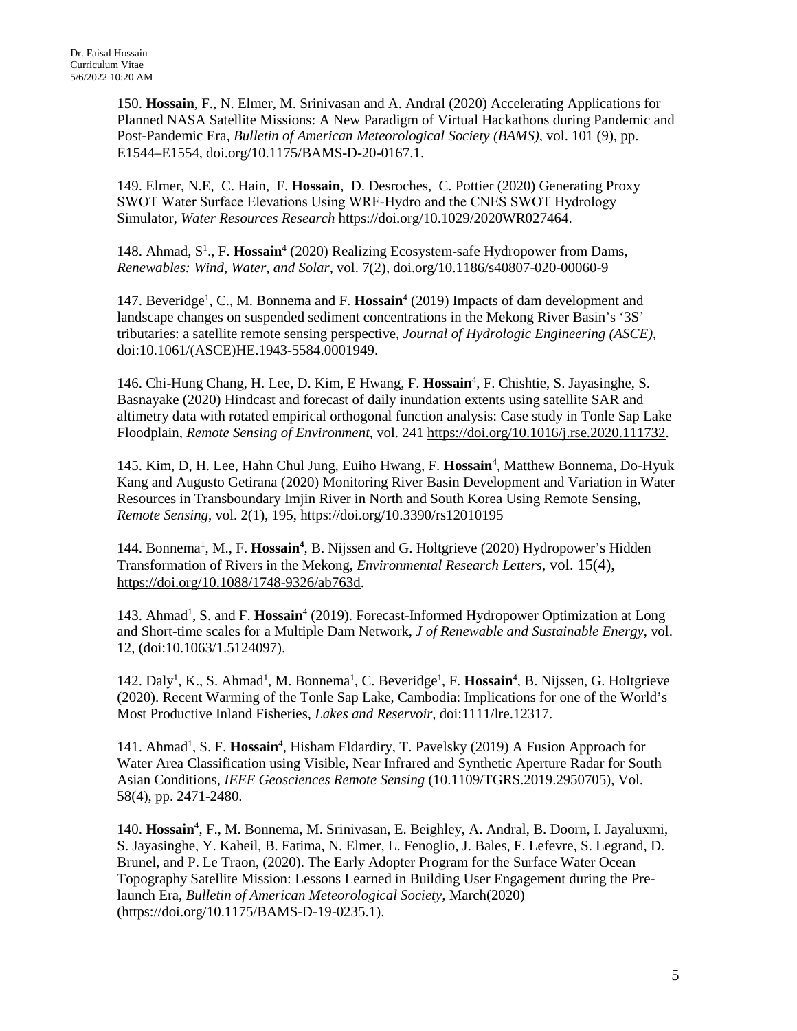150. **Hossain**, F., N. Elmer, M. Srinivasan and A. Andral (2020) Accelerating Applications for Planned NASA Satellite Missions: A New Paradigm of Virtual Hackathons during Pandemic and Post-Pandemic Era, *Bulletin of American Meteorological Society (BAMS)*, vol. 101 (9), pp. E1544–E1554, doi.org/10.1175/BAMS-D-20-0167.1.

149. Elmer, N.E, C. Hain, F. **Hossain**, D. Desroches, C. Pottier (2020) Generating Proxy SWOT Water Surface Elevations Using WRF-Hydro and the CNES SWOT Hydrology Simulator, *Water Resources Research* https://doi.org/10.1029/2020WR027464.

148. Ahmad, S[1]., F. **Hossain**[4] (2020) Realizing Ecosystem-safe Hydropower from Dams, *Renewables: Wind, Water, and Solar*, vol. 7(2), doi.org/10.1186/s40807-020-00060-9

147. Beveridge[1], C., M. Bonnema and F. **Hossain**[4] (2019) Impacts of dam development and landscape changes on suspended sediment concentrations in the Mekong River Basin's '3S' tributaries: a satellite remote sensing perspective, *Journal of Hydrologic Engineering (ASCE)*, doi:10.1061/(ASCE)HE.1943-5584.0001949.

146. Chi-Hung Chang, H. Lee, D. Kim, E Hwang, F. **Hossain**[4], F. Chishtie, S. Jayasinghe, S. Basnayake (2020) Hindcast and forecast of daily inundation extents using satellite SAR and altimetry data with rotated empirical orthogonal function analysis: Case study in Tonle Sap Lake Floodplain, *Remote Sensing of Environment*, vol. 241 https://doi.org/10.1016/j.rse.2020.111732.

145. Kim, D, H. Lee, Hahn Chul Jung, Euiho Hwang, F. **Hossain**[4], Matthew Bonnema, Do-Hyuk Kang and Augusto Getirana (2020) Monitoring River Basin Development and Variation in Water Resources in Transboundary Imjin River in North and South Korea Using Remote Sensing, *Remote Sensing*, vol. 2(1), 195, https://doi.org/10.3390/rs12010195

144. Bonnema[1], M., F. **Hossain[4]**, B. Nijssen and G. Holtgrieve (2020) Hydropower's Hidden Transformation of Rivers in the Mekong, *Environmental Research Letters*, vol. 15(4), https://doi.org/10.1088/1748-9326/ab763d.

143. Ahmad[1], S. and F. **Hossain**[4] (2019). Forecast-Informed Hydropower Optimization at Long and Short-time scales for a Multiple Dam Network, *J of Renewable and Sustainable Energy*, vol. 12, (doi:10.1063/1.5124097).

142. Daly[1], K., S. Ahmad[1], M. Bonnema[1], C. Beveridge[1], F. **Hossain**[4], B. Nijssen, G. Holtgrieve (2020). Recent Warming of the Tonle Sap Lake, Cambodia: Implications for one of the World's Most Productive Inland Fisheries, *Lakes and Reservoir*, doi:1111/lre.12317.

141. Ahmad[1], S. F. **Hossain**[4], Hisham Eldardiry, T. Pavelsky (2019) A Fusion Approach for Water Area Classification using Visible, Near Infrared and Synthetic Aperture Radar for South Asian Conditions, *IEEE Geosciences Remote Sensing* (10.1109/TGRS.2019.2950705), Vol. 58(4), pp. 2471-2480.

140. **Hossain**[4], F., M. Bonnema, M. Srinivasan, E. Beighley, A. Andral, B. Doorn, I. Jayaluxmi, S. Jayasinghe, Y. Kaheil, B. Fatima, N. Elmer, L. Fenoglio, J. Bales, F. Lefevre, S. Legrand, D. Brunel, and P. Le Traon, (2020). The Early Adopter Program for the Surface Water Ocean Topography Satellite Mission: Lessons Learned in Building User Engagement during the Pre-launch Era, *Bulletin of American Meteorological Society*, March(2020) (https://doi.org/10.1175/BAMS-D-19-0235.1).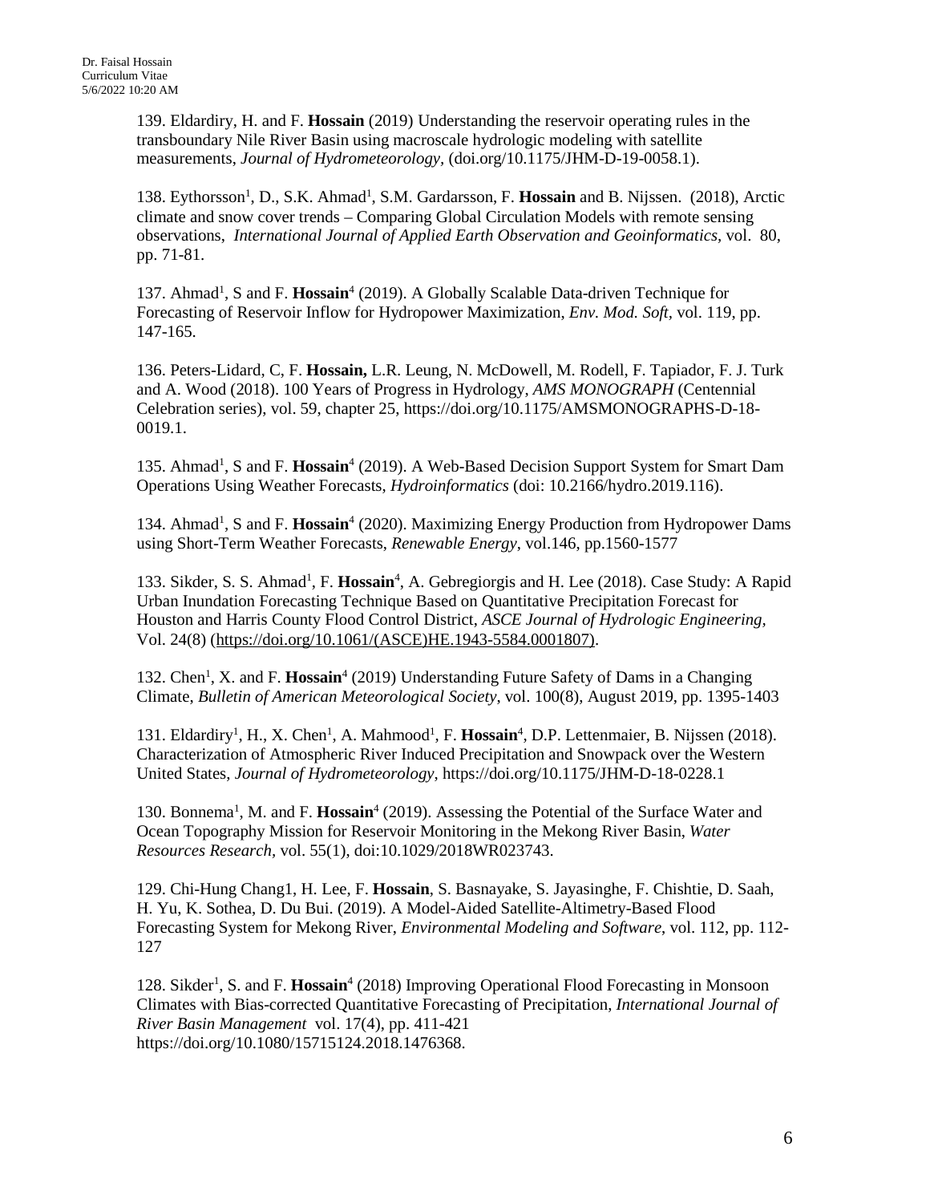139. Eldardiry, H. and F. **Hossain** (2019) Understanding the reservoir operating rules in the transboundary Nile River Basin using macroscale hydrologic modeling with satellite measurements, *Journal of Hydrometeorology*, (doi.org/10.1175/JHM-D-19-0058.1).

138. Eythorsson[1], D., S.K. Ahmad[1], S.M. Gardarsson, F. **Hossain** and B. Nijssen. (2018), Arctic climate and snow cover trends – Comparing Global Circulation Models with remote sensing observations, *International Journal of Applied Earth Observation and Geoinformatics,* vol. 80, pp. 71-81.

137. Ahmad[1], S and F. **Hossain**[4] (2019). A Globally Scalable Data-driven Technique for Forecasting of Reservoir Inflow for Hydropower Maximization, *Env. Mod. Soft*, vol. 119, pp. 147-165.

136. Peters-Lidard, C, F. **Hossain,** L.R. Leung, N. McDowell, M. Rodell, F. Tapiador, F. J. Turk and A. Wood (2018). 100 Years of Progress in Hydrology, *AMS MONOGRAPH* (Centennial Celebration series), vol. 59, chapter 25, https://doi.org/10.1175/AMSMONOGRAPHS-D-18-0019.1.

135. Ahmad[1], S and F. **Hossain**[4] (2019). A Web-Based Decision Support System for Smart Dam Operations Using Weather Forecasts, *Hydroinformatics* (doi: 10.2166/hydro.2019.116).

134. Ahmad[1], S and F. **Hossain**[4] (2020). Maximizing Energy Production from Hydropower Dams using Short-Term Weather Forecasts, *Renewable Energy*, vol.146, pp.1560-1577

133. Sikder, S. S. Ahmad[1], F. **Hossain**[4], A. Gebregiorgis and H. Lee (2018). Case Study: A Rapid Urban Inundation Forecasting Technique Based on Quantitative Precipitation Forecast for Houston and Harris County Flood Control District, *ASCE Journal of Hydrologic Engineering*, Vol. 24(8) (https://doi.org/10.1061/(ASCE)HE.1943-5584.0001807).

132. Chen[1], X. and F. **Hossain**[4] (2019) Understanding Future Safety of Dams in a Changing Climate, *Bulletin of American Meteorological Society*, vol. 100(8), August 2019, pp. 1395-1403

131. Eldardiry[1], H., X. Chen[1], A. Mahmood[1], F. **Hossain**[4], D.P. Lettenmaier, B. Nijssen (2018). Characterization of Atmospheric River Induced Precipitation and Snowpack over the Western United States, *Journal of Hydrometeorology*, https://doi.org/10.1175/JHM-D-18-0228.1

130. Bonnema[1], M. and F. **Hossain**[4] (2019). Assessing the Potential of the Surface Water and Ocean Topography Mission for Reservoir Monitoring in the Mekong River Basin, *Water Resources Research*, vol. 55(1), doi:10.1029/2018WR023743.

129. Chi-Hung Chang1, H. Lee, F. **Hossain**, S. Basnayake, S. Jayasinghe, F. Chishtie, D. Saah, H. Yu, K. Sothea, D. Du Bui. (2019). A Model-Aided Satellite-Altimetry-Based Flood Forecasting System for Mekong River, *Environmental Modeling and Software*, vol. 112, pp. 112-127

128. Sikder[1], S. and F. **Hossain**[4] (2018) Improving Operational Flood Forecasting in Monsoon Climates with Bias-corrected Quantitative Forecasting of Precipitation, *International Journal of River Basin Management* vol. 17(4), pp. 411-421 https://doi.org/10.1080/15715124.2018.1476368.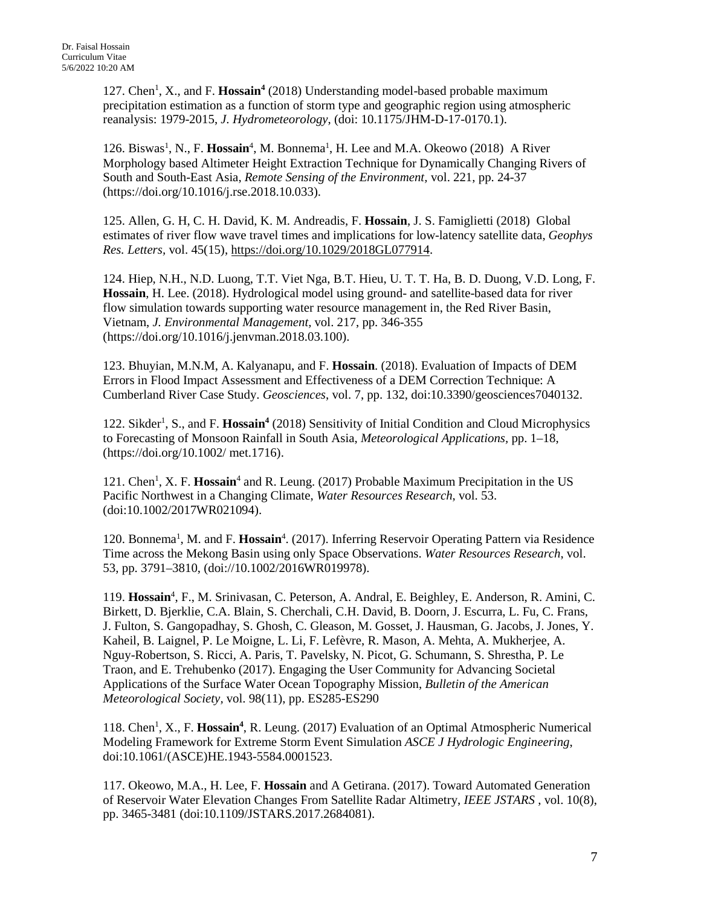127. Chen[1], X., and F. **Hossain[4]** (2018) Understanding model-based probable maximum precipitation estimation as a function of storm type and geographic region using atmospheric reanalysis: 1979-2015, *J. Hydrometeorology*, (doi: 10.1175/JHM-D-17-0170.1).

126. Biswas[1], N., F. **Hossain**[4], M. Bonnema[1], H. Lee and M.A. Okeowo (2018) A River Morphology based Altimeter Height Extraction Technique for Dynamically Changing Rivers of South and South-East Asia, *Remote Sensing of the Environment,* vol. 221, pp. 24-37 (https://doi.org/10.1016/j.rse.2018.10.033).

125. Allen, G. H, C. H. David, K. M. Andreadis, F. **Hossain**, J. S. Famiglietti (2018) Global estimates of river flow wave travel times and implications for low-latency satellite data, *Geophys Res. Letters,* vol. 45(15), https://doi.org/10.1029/2018GL077914.

124. Hiep, N.H., N.D. Luong, T.T. Viet Nga, B.T. Hieu, U. T. T. Ha, B. D. Duong, V.D. Long, F. **Hossain**, H. Lee. (2018). Hydrological model using ground- and satellite-based data for river flow simulation towards supporting water resource management in, the Red River Basin, Vietnam, *J. Environmental Management,* vol. 217, pp. 346-355 (https://doi.org/10.1016/j.jenvman.2018.03.100).

123. Bhuyian, M.N.M, A. Kalyanapu, and F. **Hossain**. (2018). Evaluation of Impacts of DEM Errors in Flood Impact Assessment and Effectiveness of a DEM Correction Technique: A Cumberland River Case Study. *Geosciences*, vol. 7, pp. 132, doi:10.3390/geosciences7040132.

122. Sikder[1], S., and F. **Hossain[4]** (2018) Sensitivity of Initial Condition and Cloud Microphysics to Forecasting of Monsoon Rainfall in South Asia, *Meteorological Applications*, pp. 1–18, (https://doi.org/10.1002/ met.1716).

121. Chen[1], X. F. **Hossain**[4] and R. Leung. (2017) Probable Maximum Precipitation in the US Pacific Northwest in a Changing Climate, *Water Resources Research*, vol. 53. (doi:10.1002/2017WR021094).

120. Bonnema[1], M. and F. **Hossain**[4]. (2017). Inferring Reservoir Operating Pattern via Residence Time across the Mekong Basin using only Space Observations. *Water Resources Research*, vol. 53, pp. 3791–3810, (doi://10.1002/2016WR019978).

119. **Hossain**[4], F., M. Srinivasan, C. Peterson, A. Andral, E. Beighley, E. Anderson, R. Amini, C. Birkett, D. Bjerklie, C.A. Blain, S. Cherchali, C.H. David, B. Doorn, J. Escurra, L. Fu, C. Frans, J. Fulton, S. Gangopadhay, S. Ghosh, C. Gleason, M. Gosset, J. Hausman, G. Jacobs, J. Jones, Y. Kaheil, B. Laignel, P. Le Moigne, L. Li, F. Lefèvre, R. Mason, A. Mehta, A. Mukherjee, A. Nguy-Robertson, S. Ricci, A. Paris, T. Pavelsky, N. Picot, G. Schumann, S. Shrestha, P. Le Traon, and E. Trehubenko (2017). Engaging the User Community for Advancing Societal Applications of the Surface Water Ocean Topography Mission, *Bulletin of the American Meteorological Society,* vol. 98(11), pp. ES285-ES290

118. Chen[1], X., F. **Hossain[4]**, R. Leung. (2017) Evaluation of an Optimal Atmospheric Numerical Modeling Framework for Extreme Storm Event Simulation *ASCE J Hydrologic Engineering*, doi:10.1061/(ASCE)HE.1943-5584.0001523.

117. Okeowo, M.A., H. Lee, F. **Hossain** and A Getirana. (2017). Toward Automated Generation of Reservoir Water Elevation Changes From Satellite Radar Altimetry, *IEEE JSTARS* , vol. 10(8), pp. 3465-3481 (doi:10.1109/JSTARS.2017.2684081).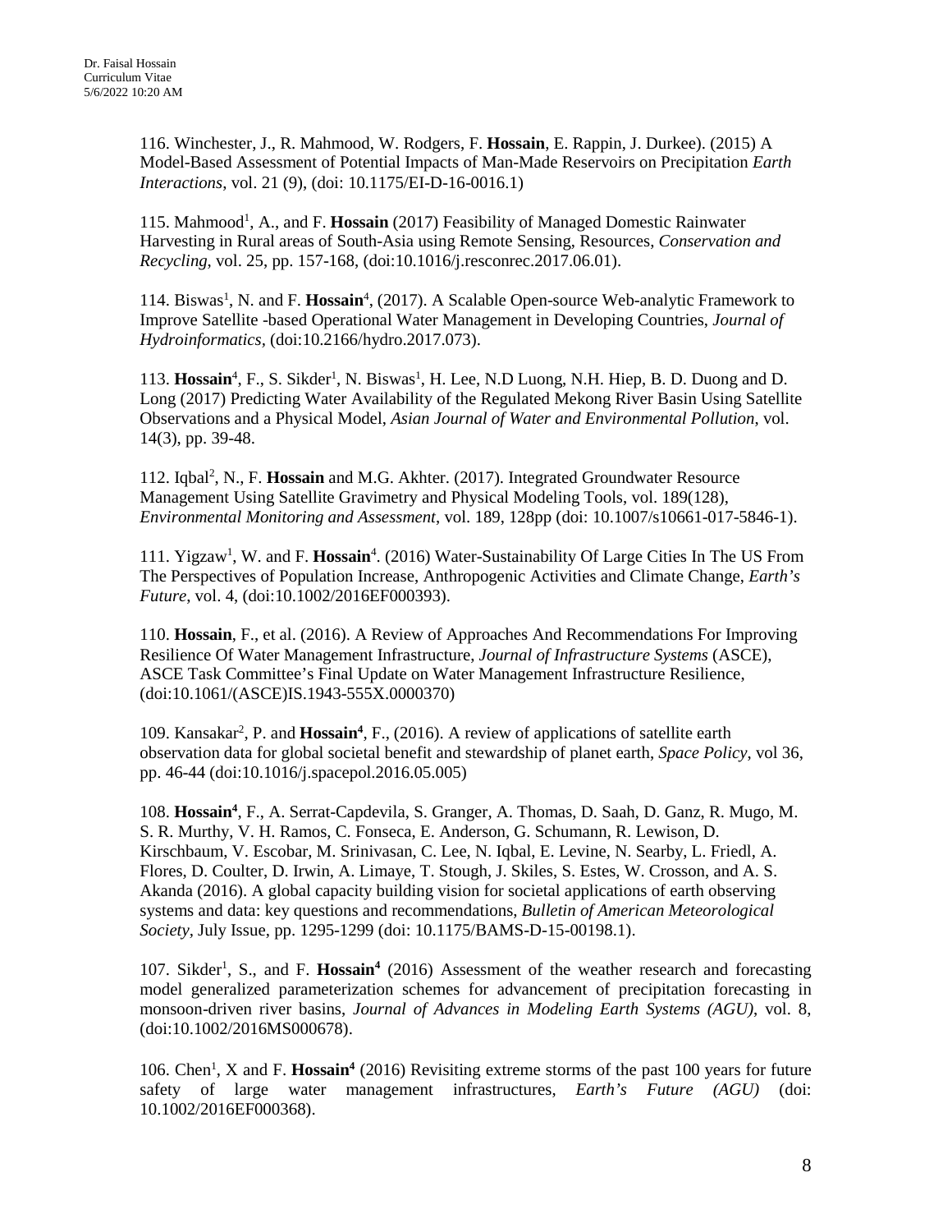116. Winchester, J., R. Mahmood, W. Rodgers, F. **Hossain**, E. Rappin, J. Durkee). (2015) A Model-Based Assessment of Potential Impacts of Man-Made Reservoirs on Precipitation *Earth Interactions*, vol. 21 (9), (doi: 10.1175/EI-D-16-0016.1)

115. Mahmood[1], A., and F. **Hossain** (2017) Feasibility of Managed Domestic Rainwater Harvesting in Rural areas of South-Asia using Remote Sensing, Resources, *Conservation and Recycling*, vol. 25, pp. 157-168, (doi:10.1016/j.resconrec.2017.06.01).

114. Biswas[1], N. and F. **Hossain**[4], (2017). A Scalable Open-source Web-analytic Framework to Improve Satellite -based Operational Water Management in Developing Countries, *Journal of Hydroinformatics*, (doi:10.2166/hydro.2017.073).

113. **Hossain**[4], F., S. Sikder[1], N. Biswas[1], H. Lee, N.D Luong, N.H. Hiep, B. D. Duong and D. Long (2017) Predicting Water Availability of the Regulated Mekong River Basin Using Satellite Observations and a Physical Model, *Asian Journal of Water and Environmental Pollution*, vol. 14(3), pp. 39-48.

112. Iqbal[2], N., F. **Hossain** and M.G. Akhter. (2017). Integrated Groundwater Resource Management Using Satellite Gravimetry and Physical Modeling Tools, vol. 189(128), *Environmental Monitoring and Assessment*, vol. 189, 128pp (doi: 10.1007/s10661-017-5846-1).

111. Yigzaw[1], W. and F. **Hossain**[4]. (2016) Water-Sustainability Of Large Cities In The US From The Perspectives of Population Increase, Anthropogenic Activities and Climate Change, *Earth's Future*, vol. 4, (doi:10.1002/2016EF000393).

110. **Hossain**, F., et al. (2016). A Review of Approaches And Recommendations For Improving Resilience Of Water Management Infrastructure, *Journal of Infrastructure Systems* (ASCE), ASCE Task Committee's Final Update on Water Management Infrastructure Resilience, (doi:10.1061/(ASCE)IS.1943-555X.0000370)

109. Kansakar[2], P. and **Hossain**[4], F., (2016). A review of applications of satellite earth observation data for global societal benefit and stewardship of planet earth, *Space Policy*, vol 36, pp. 46-44 (doi:10.1016/j.spacepol.2016.05.005)

108. **Hossain**[4], F., A. Serrat-Capdevila, S. Granger, A. Thomas, D. Saah, D. Ganz, R. Mugo, M. S. R. Murthy, V. H. Ramos, C. Fonseca, E. Anderson, G. Schumann, R. Lewison, D. Kirschbaum, V. Escobar, M. Srinivasan, C. Lee, N. Iqbal, E. Levine, N. Searby, L. Friedl, A. Flores, D. Coulter, D. Irwin, A. Limaye, T. Stough, J. Skiles, S. Estes, W. Crosson, and A. S. Akanda (2016). A global capacity building vision for societal applications of earth observing systems and data: key questions and recommendations, *Bulletin of American Meteorological Society*, July Issue, pp. 1295-1299 (doi: 10.1175/BAMS-D-15-00198.1).

107. Sikder[1], S., and F. **Hossain**[4] (2016) Assessment of the weather research and forecasting model generalized parameterization schemes for advancement of precipitation forecasting in monsoon-driven river basins, *Journal of Advances in Modeling Earth Systems (AGU)*, vol. 8, (doi:10.1002/2016MS000678).

106. Chen[1], X and F. **Hossain**[4] (2016) Revisiting extreme storms of the past 100 years for future safety of large water management infrastructures, *Earth's Future (AGU)* (doi: 10.1002/2016EF000368).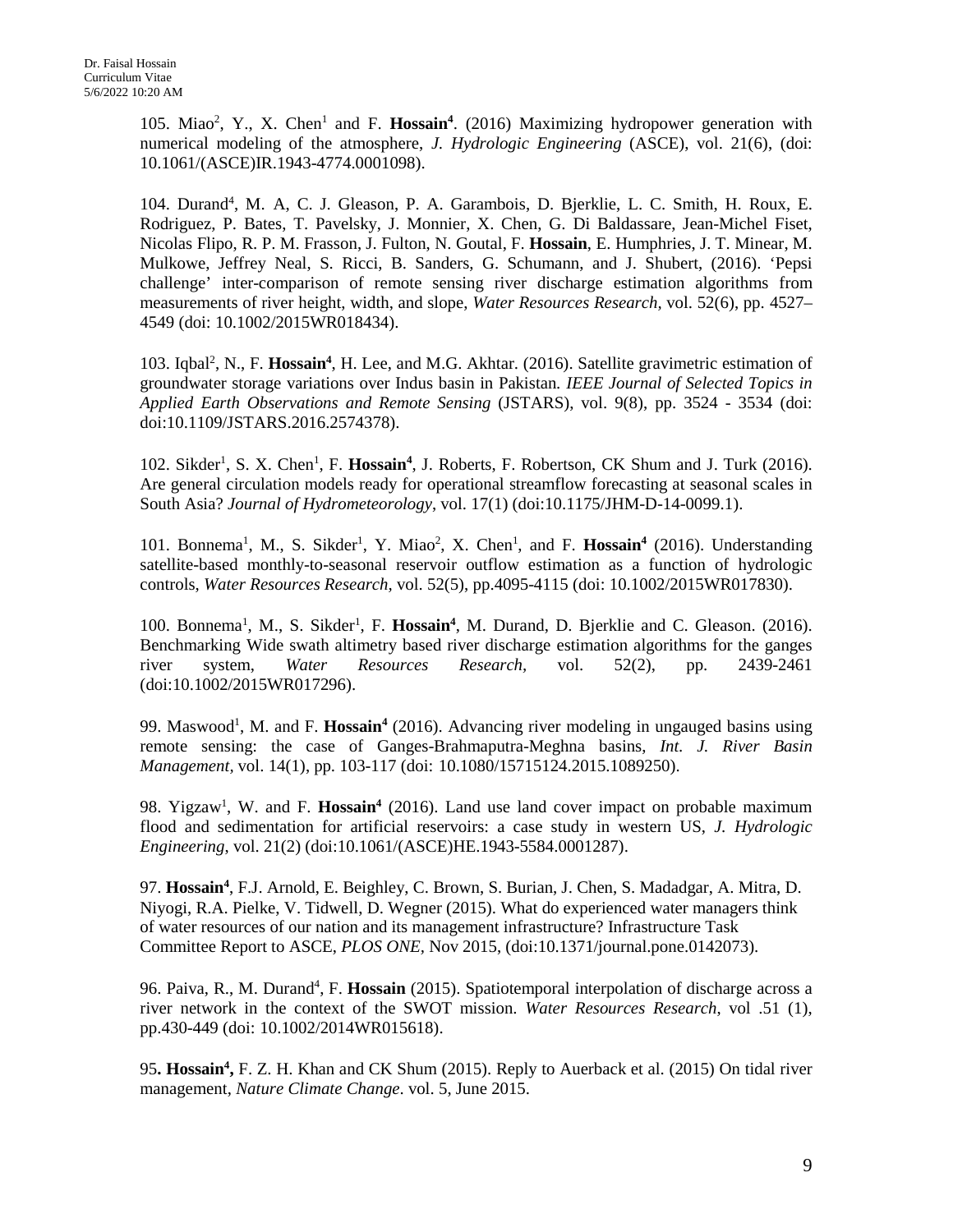105. Miao[2], Y., X. Chen[1] and F. **Hossain[4]**. (2016) Maximizing hydropower generation with numerical modeling of the atmosphere, *J. Hydrologic Engineering* (ASCE), vol. 21(6), (doi: 10.1061/(ASCE)IR.1943-4774.0001098).

104. Durand[4], M. A, C. J. Gleason, P. A. Garambois, D. Bjerklie, L. C. Smith, H. Roux, E. Rodriguez, P. Bates, T. Pavelsky, J. Monnier, X. Chen, G. Di Baldassare, Jean-Michel Fiset, Nicolas Flipo, R. P. M. Frasson, J. Fulton, N. Goutal, F. **Hossain**, E. Humphries, J. T. Minear, M. Mulkowe, Jeffrey Neal, S. Ricci, B. Sanders, G. Schumann, and J. Shubert, (2016). 'Pepsi challenge' inter-comparison of remote sensing river discharge estimation algorithms from measurements of river height, width, and slope, *Water Resources Research,* vol. 52(6), pp. 4527–4549 (doi: 10.1002/2015WR018434).

103. Iqbal[2], N., F. **Hossain[4]**, H. Lee, and M.G. Akhtar. (2016). Satellite gravimetric estimation of groundwater storage variations over Indus basin in Pakistan. *IEEE Journal of Selected Topics in Applied Earth Observations and Remote Sensing* (JSTARS), vol. 9(8), pp. 3524 - 3534 (doi: doi:10.1109/JSTARS.2016.2574378).

102. Sikder[1], S. X. Chen[1], F. **Hossain[4]**, J. Roberts, F. Robertson, CK Shum and J. Turk (2016). Are general circulation models ready for operational streamflow forecasting at seasonal scales in South Asia? *Journal of Hydrometeorology*, vol. 17(1) (doi:10.1175/JHM-D-14-0099.1).

101. Bonnema[1], M., S. Sikder[1], Y. Miao[2], X. Chen[1], and F. **Hossain[4]** (2016). Understanding satellite-based monthly-to-seasonal reservoir outflow estimation as a function of hydrologic controls, *Water Resources Research,* vol. 52(5), pp.4095-4115 (doi: 10.1002/2015WR017830).

100. Bonnema[1], M., S. Sikder[1], F. **Hossain[4]**, M. Durand, D. Bjerklie and C. Gleason. (2016). Benchmarking Wide swath altimetry based river discharge estimation algorithms for the ganges river system, *Water Resources Research,* vol. 52(2), pp. 2439-2461 (doi:10.1002/2015WR017296).

99. Maswood[1], M. and F. **Hossain[4]** (2016). Advancing river modeling in ungauged basins using remote sensing: the case of Ganges-Brahmaputra-Meghna basins, *Int. J. River Basin Management*, vol. 14(1), pp. 103-117 (doi: 10.1080/15715124.2015.1089250).

98. Yigzaw[1], W. and F. **Hossain[4]** (2016). Land use land cover impact on probable maximum flood and sedimentation for artificial reservoirs: a case study in western US, *J. Hydrologic Engineering*, vol. 21(2) (doi:10.1061/(ASCE)HE.1943-5584.0001287).

97. **Hossain[4]**, F.J. Arnold, E. Beighley, C. Brown, S. Burian, J. Chen, S. Madadgar, A. Mitra, D. Niyogi, R.A. Pielke, V. Tidwell, D. Wegner (2015). What do experienced water managers think of water resources of our nation and its management infrastructure? Infrastructure Task Committee Report to ASCE, *PLOS ONE*, Nov 2015, (doi:10.1371/journal.pone.0142073).

96. Paiva, R., M. Durand[4], F. **Hossain** (2015). Spatiotemporal interpolation of discharge across a river network in the context of the SWOT mission. *Water Resources Research*, vol .51 (1), pp.430-449 (doi: 10.1002/2014WR015618).

95**. Hossain[4],** F. Z. H. Khan and CK Shum (2015). Reply to Auerback et al. (2015) On tidal river management, *Nature Climate Change*. vol. 5, June 2015.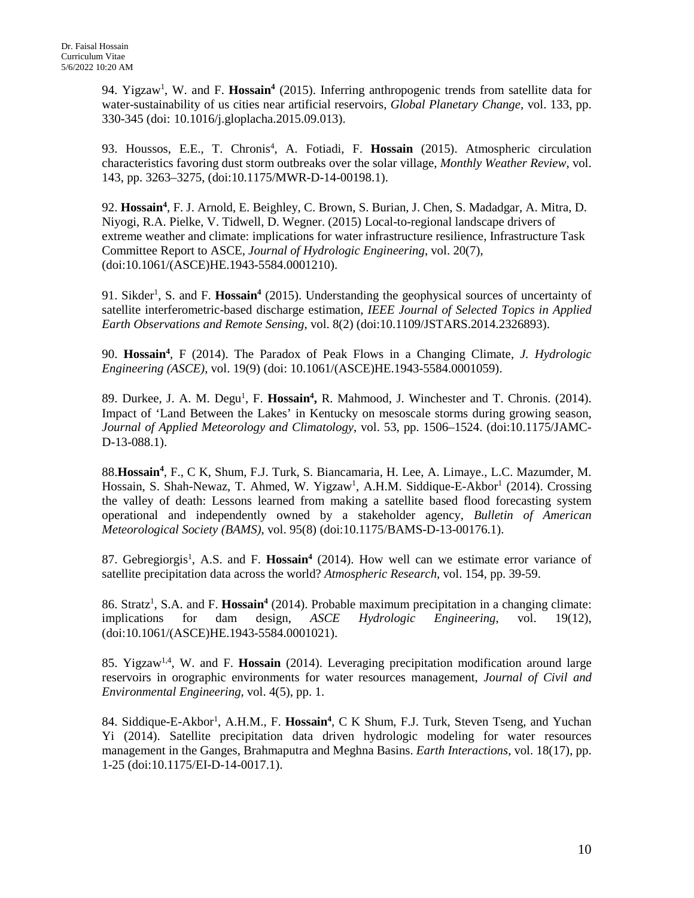94. Yigzaw[1], W. and F. **Hossain[4]** (2015). Inferring anthropogenic trends from satellite data for water-sustainability of us cities near artificial reservoirs, *Global Planetary Change*, vol. 133, pp. 330-345 (doi: 10.1016/j.gloplacha.2015.09.013).

93. Houssos, E.E., T. Chronis[4], A. Fotiadi, F. **Hossain** (2015). Atmospheric circulation characteristics favoring dust storm outbreaks over the solar village, *Monthly Weather Review*, vol. 143, pp. 3263–3275, (doi:10.1175/MWR-D-14-00198.1).

92. **Hossain[4]**, F. J. Arnold, E. Beighley, C. Brown, S. Burian, J. Chen, S. Madadgar, A. Mitra, D. Niyogi, R.A. Pielke, V. Tidwell, D. Wegner. (2015) Local-to-regional landscape drivers of extreme weather and climate: implications for water infrastructure resilience, Infrastructure Task Committee Report to ASCE, *Journal of Hydrologic Engineering*, vol. 20(7), (doi:10.1061/(ASCE)HE.1943-5584.0001210).

91. Sikder[1], S. and F. **Hossain[4]** (2015). Understanding the geophysical sources of uncertainty of satellite interferometric-based discharge estimation, *IEEE Journal of Selected Topics in Applied Earth Observations and Remote Sensing*, vol. 8(2) (doi:10.1109/JSTARS.2014.2326893).

90. **Hossain[4]**, F (2014). The Paradox of Peak Flows in a Changing Climate, *J. Hydrologic Engineering (ASCE)*, vol. 19(9) (doi: 10.1061/(ASCE)HE.1943-5584.0001059).

89. Durkee, J. A. M. Degu[1], F. **Hossain[4],** R. Mahmood, J. Winchester and T. Chronis. (2014). Impact of 'Land Between the Lakes' in Kentucky on mesoscale storms during growing season, *Journal of Applied Meteorology and Climatology*, vol. 53, pp. 1506–1524. (doi:10.1175/JAMC-D-13-088.1).

88.**Hossain[4]**, F., C K, Shum, F.J. Turk, S. Biancamaria, H. Lee, A. Limaye., L.C. Mazumder, M. Hossain, S. Shah-Newaz, T. Ahmed, W. Yigzaw[1], A.H.M. Siddique-E-Akbor[1] (2014). Crossing the valley of death: Lessons learned from making a satellite based flood forecasting system operational and independently owned by a stakeholder agency, *Bulletin of American Meteorological Society (BAMS)*, vol. 95(8) (doi:10.1175/BAMS-D-13-00176.1).

87. Gebregiorgis[1], A.S. and F. **Hossain[4]** (2014). How well can we estimate error variance of satellite precipitation data across the world? *Atmospheric Research*, vol. 154, pp. 39-59.

86. Stratz[1], S.A. and F. **Hossain[4]** (2014). Probable maximum precipitation in a changing climate: implications for dam design, *ASCE Hydrologic Engineering*, vol. 19(12), (doi:10.1061/(ASCE)HE.1943-5584.0001021).

85. Yigzaw[1,4], W. and F. **Hossain** (2014). Leveraging precipitation modification around large reservoirs in orographic environments for water resources management, *Journal of Civil and Environmental Engineering*, vol. 4(5), pp. 1.

84. Siddique-E-Akbor[1], A.H.M., F. **Hossain[4]**, C K Shum, F.J. Turk, Steven Tseng, and Yuchan Yi (2014). Satellite precipitation data driven hydrologic modeling for water resources management in the Ganges, Brahmaputra and Meghna Basins. *Earth Interactions*, vol. 18(17), pp. 1-25 (doi:10.1175/EI-D-14-0017.1).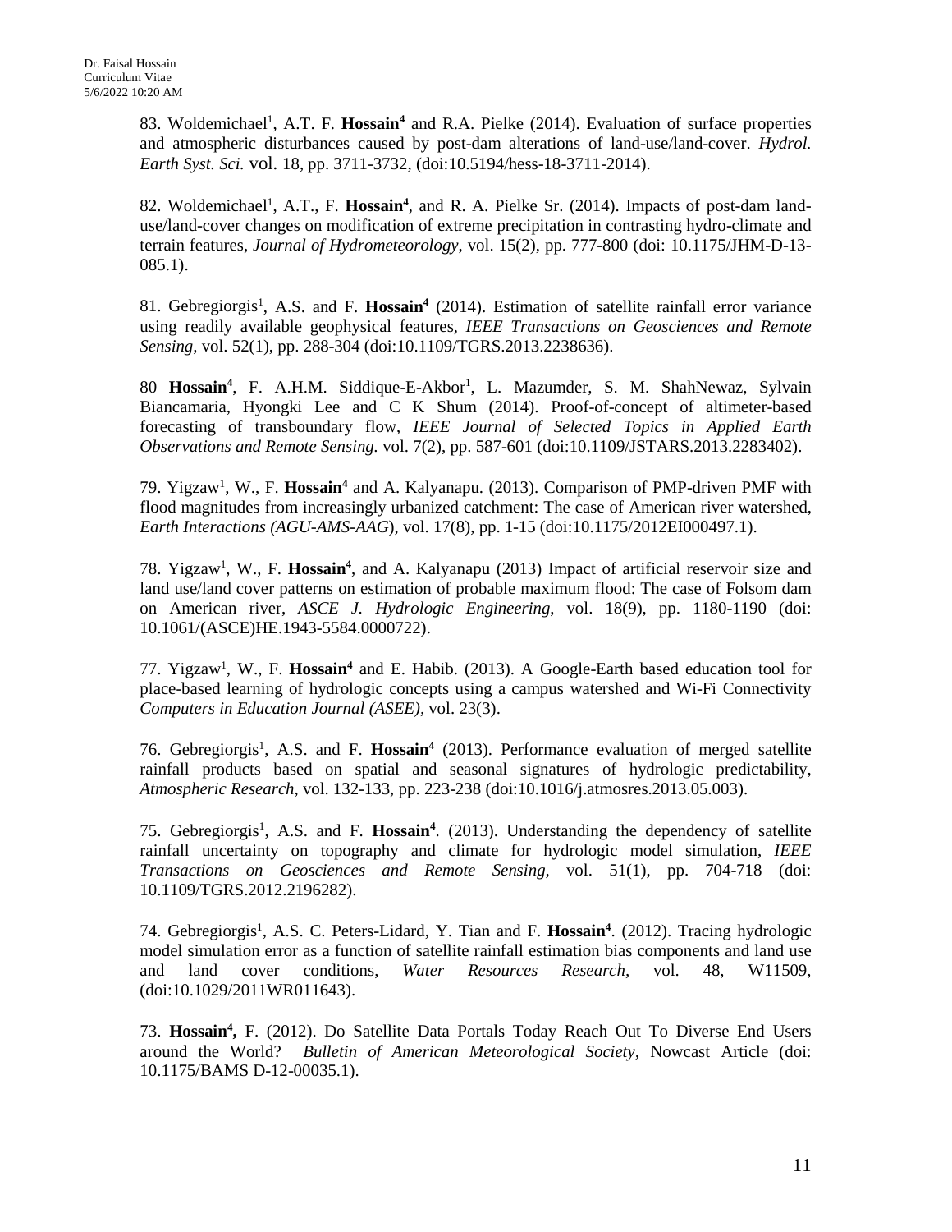83. Woldemichael[1], A.T. F. **Hossain[4]** and R.A. Pielke (2014). Evaluation of surface properties and atmospheric disturbances caused by post-dam alterations of land-use/land-cover. *Hydrol. Earth Syst. Sci.* vol. 18, pp. 3711-3732, (doi:10.5194/hess-18-3711-2014).

82. Woldemichael[1], A.T., F. **Hossain[4]**, and R. A. Pielke Sr. (2014). Impacts of post-dam land-use/land-cover changes on modification of extreme precipitation in contrasting hydro-climate and terrain features, *Journal of Hydrometeorology*, vol. 15(2), pp. 777-800 (doi: 10.1175/JHM-D-13-085.1).

81. Gebregiorgis[1], A.S. and F. **Hossain[4]** (2014). Estimation of satellite rainfall error variance using readily available geophysical features, *IEEE Transactions on Geosciences and Remote Sensing*, vol. 52(1), pp. 288-304 (doi:10.1109/TGRS.2013.2238636).

80 **Hossain[4]**, F. A.H.M. Siddique-E-Akbor[1], L. Mazumder, S. M. ShahNewaz, Sylvain Biancamaria, Hyongki Lee and C K Shum (2014). Proof-of-concept of altimeter-based forecasting of transboundary flow, *IEEE Journal of Selected Topics in Applied Earth Observations and Remote Sensing.* vol. 7(2), pp. 587-601 (doi:10.1109/JSTARS.2013.2283402).

79. Yigzaw[1], W., F. **Hossain[4]** and A. Kalyanapu. (2013). Comparison of PMP-driven PMF with flood magnitudes from increasingly urbanized catchment: The case of American river watershed, *Earth Interactions (AGU-AMS-AAG*), vol. 17(8), pp. 1-15 (doi:10.1175/2012EI000497.1).

78. Yigzaw[1], W., F. **Hossain[4]**, and A. Kalyanapu (2013) Impact of artificial reservoir size and land use/land cover patterns on estimation of probable maximum flood: The case of Folsom dam on American river, *ASCE J. Hydrologic Engineering*, vol. 18(9), pp. 1180-1190 (doi: 10.1061/(ASCE)HE.1943-5584.0000722).

77. Yigzaw[1], W., F. **Hossain[4]** and E. Habib. (2013). A Google-Earth based education tool for place-based learning of hydrologic concepts using a campus watershed and Wi-Fi Connectivity *Computers in Education Journal (ASEE)*, vol. 23(3).

76. Gebregiorgis[1], A.S. and F. **Hossain[4]** (2013). Performance evaluation of merged satellite rainfall products based on spatial and seasonal signatures of hydrologic predictability, *Atmospheric Research*, vol. 132-133, pp. 223-238 (doi:10.1016/j.atmosres.2013.05.003).

75. Gebregiorgis[1], A.S. and F. **Hossain[4]**. (2013). Understanding the dependency of satellite rainfall uncertainty on topography and climate for hydrologic model simulation, *IEEE Transactions on Geosciences and Remote Sensing*, vol. 51(1), pp. 704-718 (doi: 10.1109/TGRS.2012.2196282).

74. Gebregiorgis[1], A.S. C. Peters-Lidard, Y. Tian and F. **Hossain[4]**. (2012). Tracing hydrologic model simulation error as a function of satellite rainfall estimation bias components and land use and land cover conditions, *Water Resources Research*, vol. 48, W11509, (doi:10.1029/2011WR011643).

73. **Hossain[4],** F. (2012). Do Satellite Data Portals Today Reach Out To Diverse End Users around the World? *Bulletin of American Meteorological Society*, Nowcast Article (doi: 10.1175/BAMS D-12-00035.1).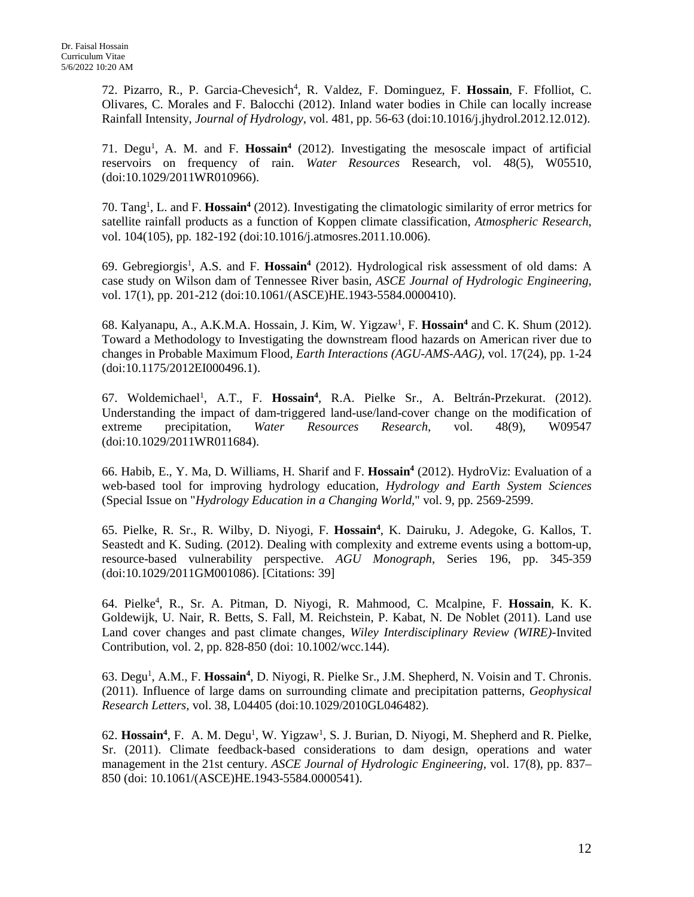72. Pizarro, R., P. Garcia-Chevesich[4], R. Valdez, F. Dominguez, F. **Hossain**, F. Ffolliot, C. Olivares, C. Morales and F. Balocchi (2012). Inland water bodies in Chile can locally increase Rainfall Intensity, *Journal of Hydrology*, vol. 481, pp. 56-63 (doi:10.1016/j.jhydrol.2012.12.012).

71. Degu[1], A. M. and F. **Hossain[4]** (2012). Investigating the mesoscale impact of artificial reservoirs on frequency of rain. *Water Resources* Research, vol. 48(5), W05510, (doi:10.1029/2011WR010966).

70. Tang[1], L. and F. **Hossain[4]** (2012). Investigating the climatologic similarity of error metrics for satellite rainfall products as a function of Koppen climate classification, *Atmospheric Research*, vol. 104(105), pp. 182-192 (doi:10.1016/j.atmosres.2011.10.006).

69. Gebregiorgis[1], A.S. and F. **Hossain[4]** (2012). Hydrological risk assessment of old dams: A case study on Wilson dam of Tennessee River basin, *ASCE Journal of Hydrologic Engineering*, vol. 17(1), pp. 201-212 (doi:10.1061/(ASCE)HE.1943-5584.0000410).

68. Kalyanapu, A., A.K.M.A. Hossain, J. Kim, W. Yigzaw[1], F. **Hossain[4]** and C. K. Shum (2012). Toward a Methodology to Investigating the downstream flood hazards on American river due to changes in Probable Maximum Flood, *Earth Interactions (AGU-AMS-AAG)*, vol. 17(24), pp. 1-24 (doi:10.1175/2012EI000496.1).

67. Woldemichael[1], A.T., F. **Hossain[4]**, R.A. Pielke Sr., A. Beltrán-Przekurat. (2012). Understanding the impact of dam-triggered land-use/land-cover change on the modification of extreme precipitation, *Water Resources Research*, vol. 48(9), W09547 (doi:10.1029/2011WR011684).

66. Habib, E., Y. Ma, D. Williams, H. Sharif and F. **Hossain[4]** (2012). HydroViz: Evaluation of a web-based tool for improving hydrology education, *Hydrology and Earth System Sciences* (Special Issue on "*Hydrology Education in a Changing World*," vol. 9, pp. 2569-2599.

65. Pielke, R. Sr., R. Wilby, D. Niyogi, F. **Hossain[4]**, K. Dairuku, J. Adegoke, G. Kallos, T. Seastedt and K. Suding. (2012). Dealing with complexity and extreme events using a bottom-up, resource-based vulnerability perspective. *AGU Monograph*, Series 196, pp. 345-359 (doi:10.1029/2011GM001086). [Citations: 39]

64. Pielke[4], R., Sr. A. Pitman, D. Niyogi, R. Mahmood, C. Mcalpine, F. **Hossain**, K. K. Goldewijk, U. Nair, R. Betts, S. Fall, M. Reichstein, P. Kabat, N. De Noblet (2011). Land use Land cover changes and past climate changes, *Wiley Interdisciplinary Review (WIRE)*-Invited Contribution, vol. 2, pp. 828-850 (doi: 10.1002/wcc.144).

63. Degu[1], A.M., F. **Hossain[4]**, D. Niyogi, R. Pielke Sr., J.M. Shepherd, N. Voisin and T. Chronis. (2011). Influence of large dams on surrounding climate and precipitation patterns, *Geophysical Research Letters*, vol. 38, L04405 (doi:10.1029/2010GL046482).

62. **Hossain[4]**, F. A. M. Degu[1], W. Yigzaw[1], S. J. Burian, D. Niyogi, M. Shepherd and R. Pielke, Sr. (2011). Climate feedback-based considerations to dam design, operations and water management in the 21st century. *ASCE Journal of Hydrologic Engineering*, vol. 17(8), pp. 837–850 (doi: 10.1061/(ASCE)HE.1943-5584.0000541).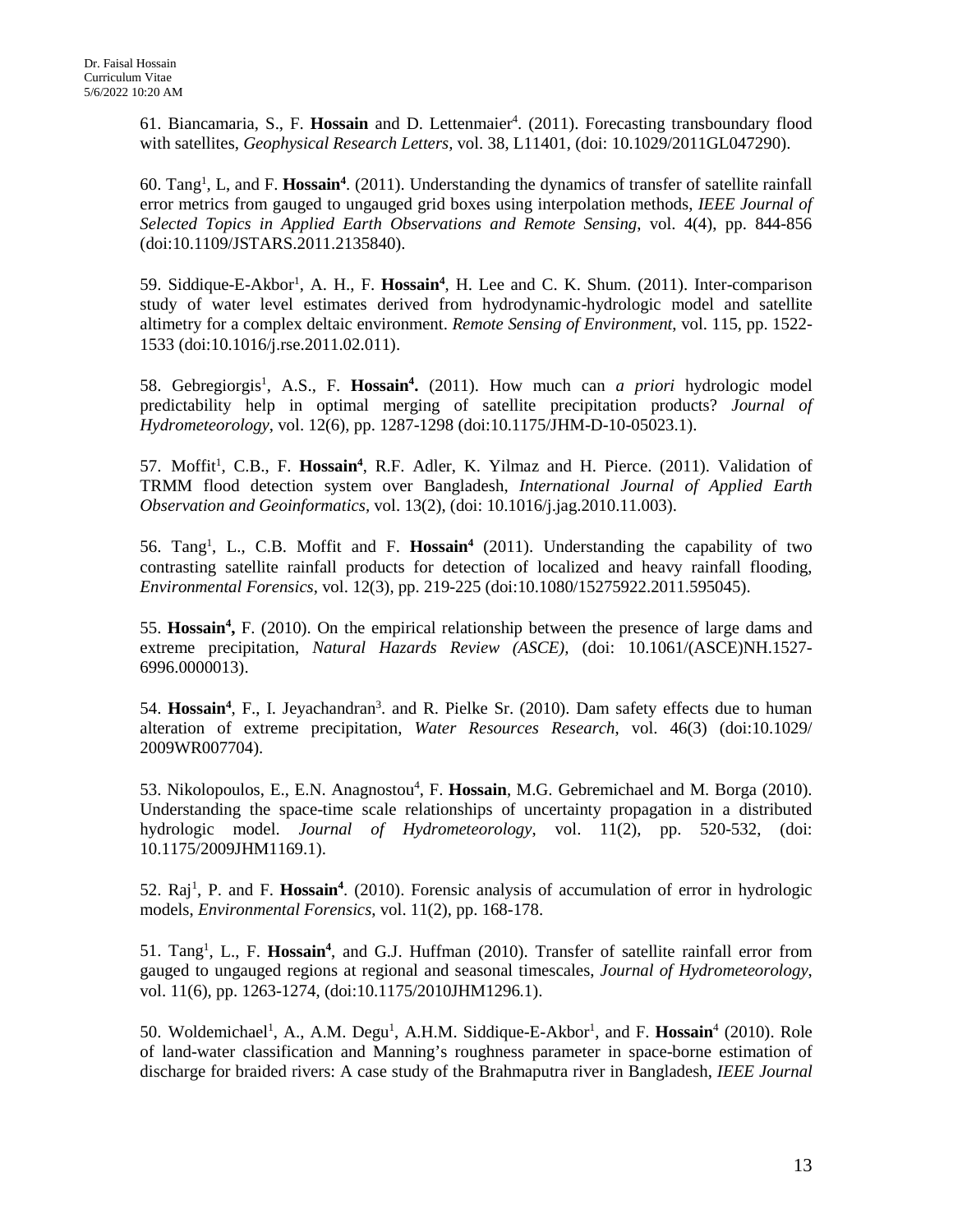61. Biancamaria, S., F. **Hossain** and D. Lettenmaier[4]. (2011). Forecasting transboundary flood with satellites, *Geophysical Research Letters*, vol. 38, L11401, (doi: 10.1029/2011GL047290).

60. Tang[1], L, and F. **Hossain[4]**. (2011). Understanding the dynamics of transfer of satellite rainfall error metrics from gauged to ungauged grid boxes using interpolation methods, *IEEE Journal of Selected Topics in Applied Earth Observations and Remote Sensing*, vol. 4(4), pp. 844-856 (doi:10.1109/JSTARS.2011.2135840).

59. Siddique-E-Akbor[1], A. H., F. **Hossain[4]**, H. Lee and C. K. Shum. (2011). Inter-comparison study of water level estimates derived from hydrodynamic-hydrologic model and satellite altimetry for a complex deltaic environment. *Remote Sensing of Environment*, vol. 115, pp. 1522-1533 (doi:10.1016/j.rse.2011.02.011).

58. Gebregiorgis[1], A.S., F. **Hossain[4].** (2011). How much can *a priori* hydrologic model predictability help in optimal merging of satellite precipitation products? *Journal of Hydrometeorology*, vol. 12(6), pp. 1287-1298 (doi:10.1175/JHM-D-10-05023.1).

57. Moffit[1], C.B., F. **Hossain[4]**, R.F. Adler, K. Yilmaz and H. Pierce. (2011). Validation of TRMM flood detection system over Bangladesh, *International Journal of Applied Earth Observation and Geoinformatics*, vol. 13(2), (doi: 10.1016/j.jag.2010.11.003).

56. Tang[1], L., C.B. Moffit and F. **Hossain[4]** (2011). Understanding the capability of two contrasting satellite rainfall products for detection of localized and heavy rainfall flooding, *Environmental Forensics*, vol. 12(3), pp. 219-225 (doi:10.1080/15275922.2011.595045).

55. **Hossain[4],** F. (2010). On the empirical relationship between the presence of large dams and extreme precipitation, *Natural Hazards Review (ASCE)*, (doi: 10.1061/(ASCE)NH.1527-6996.0000013).

54. **Hossain[4]**, F., I. Jeyachandran[3]. and R. Pielke Sr. (2010). Dam safety effects due to human alteration of extreme precipitation, *Water Resources Research*, vol. 46(3) (doi:10.1029/2009WR007704).

53. Nikolopoulos, E., E.N. Anagnostou[4], F. **Hossain**, M.G. Gebremichael and M. Borga (2010). Understanding the space-time scale relationships of uncertainty propagation in a distributed hydrologic model. *Journal of Hydrometeorology*, vol. 11(2), pp. 520-532, (doi: 10.1175/2009JHM1169.1).

52. Raj[1], P. and F. **Hossain[4]**. (2010). Forensic analysis of accumulation of error in hydrologic models, *Environmental Forensics*, vol. 11(2), pp. 168-178.

51. Tang[1], L., F. **Hossain[4]**, and G.J. Huffman (2010). Transfer of satellite rainfall error from gauged to ungauged regions at regional and seasonal timescales, *Journal of Hydrometeorology*, vol. 11(6), pp. 1263-1274, (doi:10.1175/2010JHM1296.1).

50. Woldemichael[1], A., A.M. Degu[1], A.H.M. Siddique-E-Akbor[1], and F. **Hossain**[4] (2010). Role of land-water classification and Manning's roughness parameter in space-borne estimation of discharge for braided rivers: A case study of the Brahmaputra river in Bangladesh, *IEEE Journal*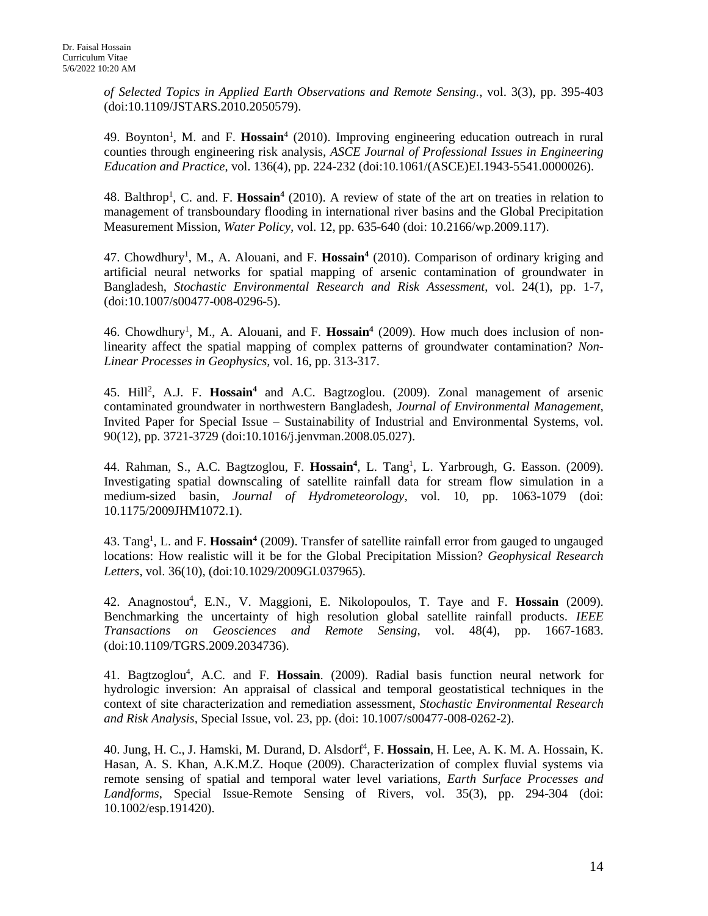*of Selected Topics in Applied Earth Observations and Remote Sensing.*, vol. 3(3), pp. 395-403 (doi:10.1109/JSTARS.2010.2050579).

49. Boynton[1], M. and F. **Hossain**[4] (2010). Improving engineering education outreach in rural counties through engineering risk analysis, *ASCE Journal of Professional Issues in Engineering Education and Practice*, vol. 136(4), pp. 224-232 (doi:10.1061/(ASCE)EI.1943-5541.0000026).

48. Balthrop[1], C. and. F. **Hossain**[4] (2010). A review of state of the art on treaties in relation to management of transboundary flooding in international river basins and the Global Precipitation Measurement Mission, *Water Policy*, vol. 12, pp. 635-640 (doi: 10.2166/wp.2009.117).

47. Chowdhury[1], M., A. Alouani, and F. **Hossain**[4] (2010). Comparison of ordinary kriging and artificial neural networks for spatial mapping of arsenic contamination of groundwater in Bangladesh, *Stochastic Environmental Research and Risk Assessment*, vol. 24(1), pp. 1-7, (doi:10.1007/s00477-008-0296-5).

46. Chowdhury[1], M., A. Alouani, and F. **Hossain**[4] (2009). How much does inclusion of non-linearity affect the spatial mapping of complex patterns of groundwater contamination? *Non-Linear Processes in Geophysics*, vol. 16, pp. 313-317.

45. Hill[2], A.J. F. **Hossain**[4] and A.C. Bagtzoglou. (2009). Zonal management of arsenic contaminated groundwater in northwestern Bangladesh, *Journal of Environmental Management*, Invited Paper for Special Issue – Sustainability of Industrial and Environmental Systems, vol. 90(12), pp. 3721-3729 (doi:10.1016/j.jenvman.2008.05.027).

44. Rahman, S., A.C. Bagtzoglou, F. **Hossain**[4], L. Tang[1], L. Yarbrough, G. Easson. (2009). Investigating spatial downscaling of satellite rainfall data for stream flow simulation in a medium-sized basin, *Journal of Hydrometeorology*, vol. 10, pp. 1063-1079 (doi: 10.1175/2009JHM1072.1).

43. Tang[1], L. and F. **Hossain**[4] (2009). Transfer of satellite rainfall error from gauged to ungauged locations: How realistic will it be for the Global Precipitation Mission? *Geophysical Research Letters*, vol. 36(10), (doi:10.1029/2009GL037965).

42. Anagnostou[4], E.N., V. Maggioni, E. Nikolopoulos, T. Taye and F. **Hossain** (2009). Benchmarking the uncertainty of high resolution global satellite rainfall products. *IEEE Transactions on Geosciences and Remote Sensing*, vol. 48(4), pp. 1667-1683. (doi:10.1109/TGRS.2009.2034736).

41. Bagtzoglou[4], A.C. and F. **Hossain**. (2009). Radial basis function neural network for hydrologic inversion: An appraisal of classical and temporal geostatistical techniques in the context of site characterization and remediation assessment, *Stochastic Environmental Research and Risk Analysis*, Special Issue, vol. 23, pp. (doi: 10.1007/s00477-008-0262-2).

40. Jung, H. C., J. Hamski, M. Durand, D. Alsdorf[4], F. **Hossain**, H. Lee, A. K. M. A. Hossain, K. Hasan, A. S. Khan, A.K.M.Z. Hoque (2009). Characterization of complex fluvial systems via remote sensing of spatial and temporal water level variations, *Earth Surface Processes and Landforms*, Special Issue-Remote Sensing of Rivers, vol. 35(3), pp. 294-304 (doi: 10.1002/esp.191420).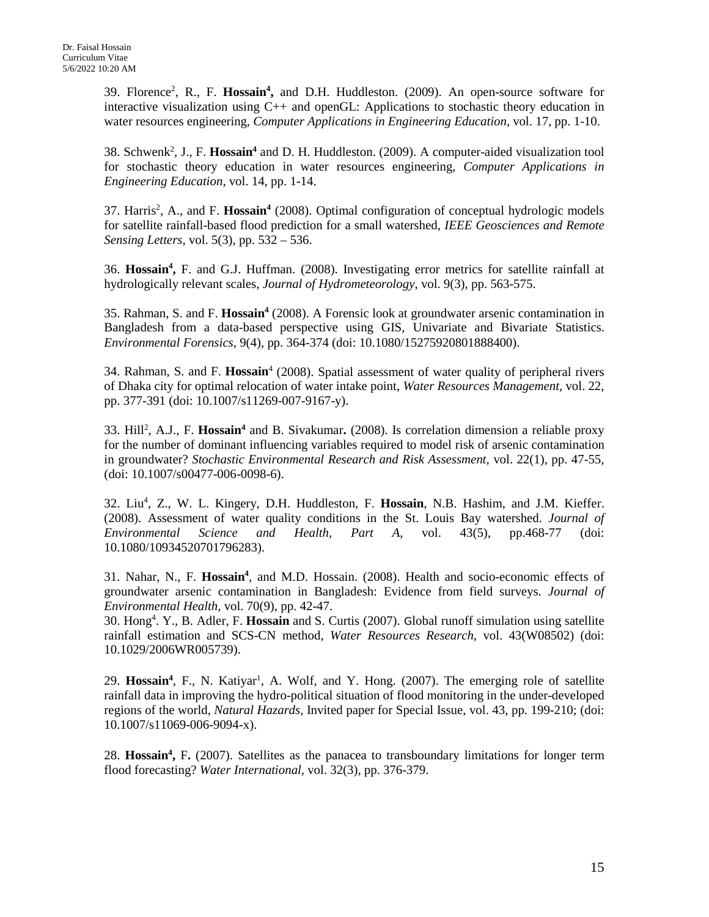39. Florence[2], R., F. **Hossain[4],** and D.H. Huddleston. (2009). An open-source software for interactive visualization using C++ and openGL: Applications to stochastic theory education in water resources engineering, *Computer Applications in Engineering Education*, vol. 17, pp. 1-10.

38. Schwenk[2], J., F. **Hossain[4]** and D. H. Huddleston. (2009). A computer-aided visualization tool for stochastic theory education in water resources engineering, *Computer Applications in Engineering Education,* vol. 14, pp. 1-14.

37. Harris[2], A., and F. **Hossain[4]** (2008). Optimal configuration of conceptual hydrologic models for satellite rainfall-based flood prediction for a small watershed, *IEEE Geosciences and Remote Sensing Letters*, vol. 5(3), pp. 532 – 536.

36. **Hossain[4],** F. and G.J. Huffman. (2008). Investigating error metrics for satellite rainfall at hydrologically relevant scales, *Journal of Hydrometeorology*, vol. 9(3), pp. 563-575.

35. Rahman, S. and F. **Hossain[4]** (2008). A Forensic look at groundwater arsenic contamination in Bangladesh from a data-based perspective using GIS, Univariate and Bivariate Statistics. *Environmental Forensics,* 9(4), pp. 364-374 (doi: 10.1080/15275920801888400).

34. Rahman, S. and F. **Hossain**[4] (2008). Spatial assessment of water quality of peripheral rivers of Dhaka city for optimal relocation of water intake point, *Water Resources Management,* vol. 22, pp. 377-391 (doi: 10.1007/s11269-007-9167-y).

33. Hill[2], A.J., F. **Hossain[4]** and B. Sivakumar**.** (2008). Is correlation dimension a reliable proxy for the number of dominant influencing variables required to model risk of arsenic contamination in groundwater? *Stochastic Environmental Research and Risk Assessment*, vol. 22(1), pp. 47-55, (doi: 10.1007/s00477-006-0098-6).

32. Liu[4], Z., W. L. Kingery, D.H. Huddleston, F. **Hossain**, N.B. Hashim, and J.M. Kieffer. (2008). Assessment of water quality conditions in the St. Louis Bay watershed. *Journal of Environmental Science and Health, Part A*, vol. 43(5), pp.468-77 (doi: 10.1080/10934520701796283).

31. Nahar, N., F. **Hossain[4]**, and M.D. Hossain. (2008). Health and socio-economic effects of groundwater arsenic contamination in Bangladesh: Evidence from field surveys. *Journal of Environmental Health*, vol. 70(9), pp. 42-47.

30. Hong[4]. Y., B. Adler, F. **Hossain** and S. Curtis (2007). Global runoff simulation using satellite rainfall estimation and SCS-CN method, *Water Resources Research*, vol. 43(W08502) (doi: 10.1029/2006WR005739).

29. **Hossain[4]**, F., N. Katiyar[1], A. Wolf, and Y. Hong. (2007). The emerging role of satellite rainfall data in improving the hydro-political situation of flood monitoring in the under-developed regions of the world, *Natural Hazards,* Invited paper for Special Issue, vol. 43, pp. 199-210; (doi: 10.1007/s11069-006-9094-x).

28. **Hossain[4],** F**.** (2007). Satellites as the panacea to transboundary limitations for longer term flood forecasting? *Water International,* vol. 32(3), pp. 376-379.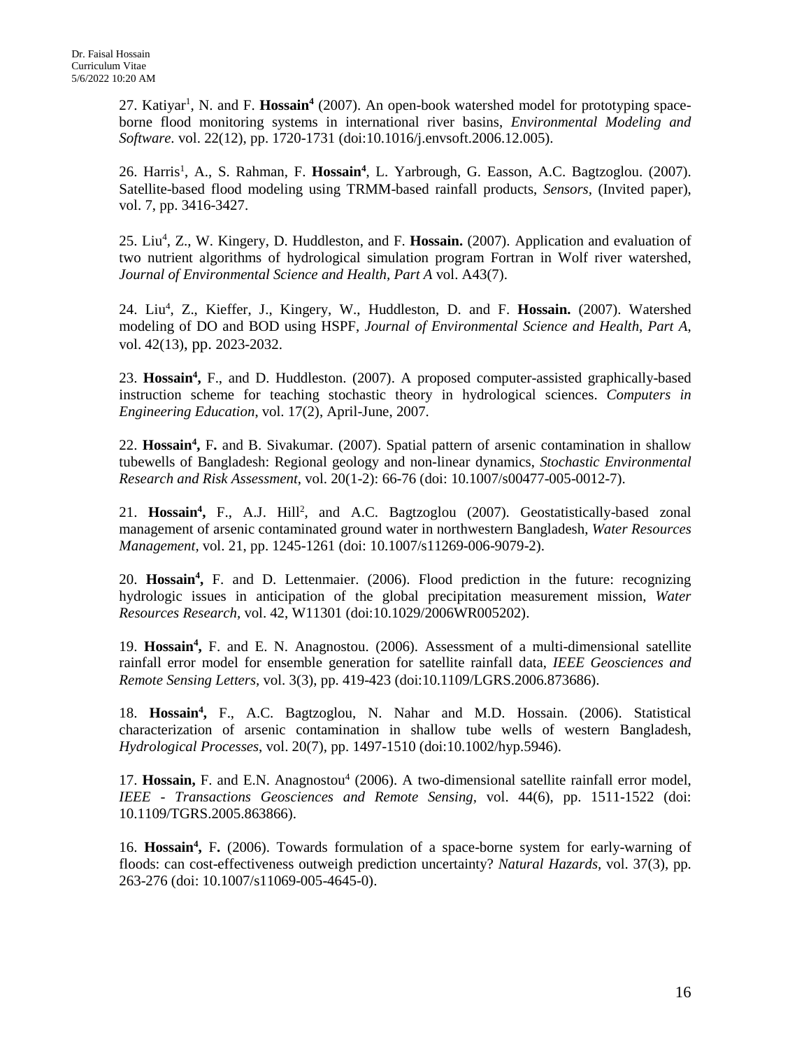27. Katiyar[1], N. and F. **Hossain[4]** (2007). An open-book watershed model for prototyping space-borne flood monitoring systems in international river basins, *Environmental Modeling and Software*. vol. 22(12), pp. 1720-1731 (doi:10.1016/j.envsoft.2006.12.005).

26. Harris[1], A., S. Rahman, F. **Hossain[4]**, L. Yarbrough, G. Easson, A.C. Bagtzoglou. (2007). Satellite-based flood modeling using TRMM-based rainfall products, *Sensors*, (Invited paper), vol. 7, pp. 3416-3427.

25. Liu[4], Z., W. Kingery, D. Huddleston, and F. **Hossain.** (2007). Application and evaluation of two nutrient algorithms of hydrological simulation program Fortran in Wolf river watershed, *Journal of Environmental Science and Health, Part A* vol. A43(7).

24. Liu[4], Z., Kieffer, J., Kingery, W., Huddleston, D. and F. **Hossain.** (2007). Watershed modeling of DO and BOD using HSPF, *Journal of Environmental Science and Health, Part A*, vol. 42(13), pp. 2023-2032.

23. **Hossain[4],** F., and D. Huddleston. (2007). A proposed computer-assisted graphically-based instruction scheme for teaching stochastic theory in hydrological sciences. *Computers in Engineering Education*, vol. 17(2), April-June, 2007.

22. **Hossain[4],** F**.** and B. Sivakumar. (2007). Spatial pattern of arsenic contamination in shallow tubewells of Bangladesh: Regional geology and non-linear dynamics, *Stochastic Environmental Research and Risk Assessment*, vol. 20(1-2): 66-76 (doi: 10.1007/s00477-005-0012-7).

21. **Hossain[4],** F., A.J. Hill[2], and A.C. Bagtzoglou (2007). Geostatistically-based zonal management of arsenic contaminated ground water in northwestern Bangladesh, *Water Resources Management*, vol. 21, pp. 1245-1261 (doi: 10.1007/s11269-006-9079-2).

20. **Hossain[4],** F. and D. Lettenmaier. (2006). Flood prediction in the future: recognizing hydrologic issues in anticipation of the global precipitation measurement mission, *Water Resources Research*, vol. 42, W11301 (doi:10.1029/2006WR005202).

19. **Hossain[4],** F. and E. N. Anagnostou. (2006). Assessment of a multi-dimensional satellite rainfall error model for ensemble generation for satellite rainfall data, *IEEE Geosciences and Remote Sensing Letters*, vol. 3(3), pp. 419-423 (doi:10.1109/LGRS.2006.873686).

18. **Hossain[4],** F., A.C. Bagtzoglou, N. Nahar and M.D. Hossain. (2006). Statistical characterization of arsenic contamination in shallow tube wells of western Bangladesh, *Hydrological Processes*, vol. 20(7), pp. 1497-1510 (doi:10.1002/hyp.5946).

17. **Hossain,** F. and E.N. Anagnostou[4] (2006). A two-dimensional satellite rainfall error model, *IEEE - Transactions Geosciences and Remote Sensing*, vol. 44(6), pp. 1511-1522 (doi: 10.1109/TGRS.2005.863866).

16. **Hossain[4],** F**.** (2006). Towards formulation of a space-borne system for early-warning of floods: can cost-effectiveness outweigh prediction uncertainty? *Natural Hazards*, vol. 37(3), pp. 263-276 (doi: 10.1007/s11069-005-4645-0).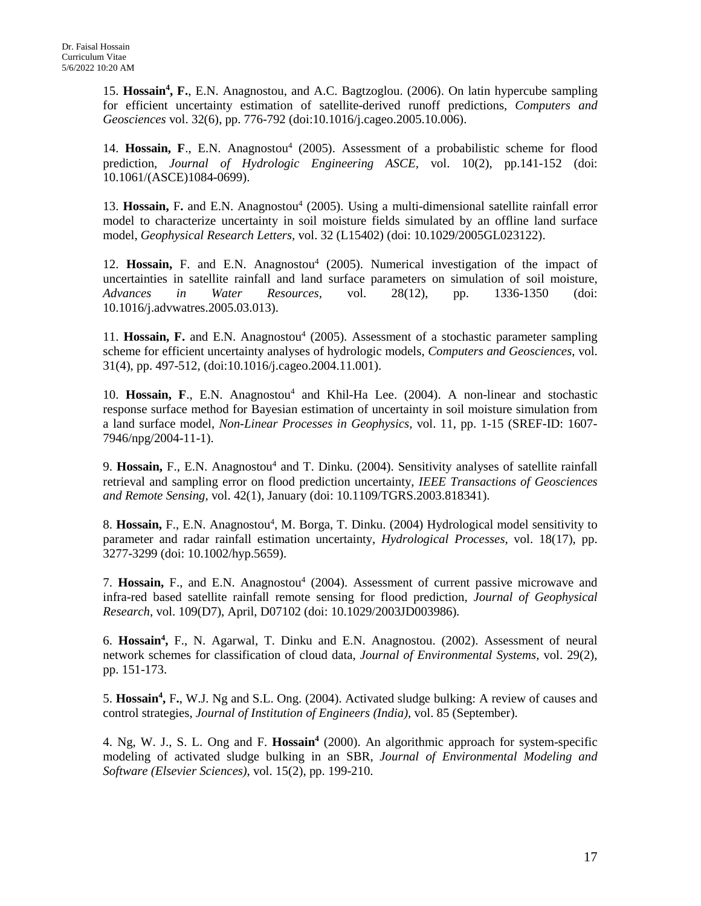15. **Hossain[4], F.**, E.N. Anagnostou, and A.C. Bagtzoglou. (2006). On latin hypercube sampling for efficient uncertainty estimation of satellite-derived runoff predictions, *Computers and Geosciences* vol. 32(6), pp. 776-792 (doi:10.1016/j.cageo.2005.10.006).

14. **Hossain, F**., E.N. Anagnostou[4] (2005). Assessment of a probabilistic scheme for flood prediction, *Journal of Hydrologic Engineering ASCE*, vol. 10(2), pp.141-152 (doi: 10.1061/(ASCE)1084-0699).

13. **Hossain,** F**.** and E.N. Anagnostou[4] (2005). Using a multi-dimensional satellite rainfall error model to characterize uncertainty in soil moisture fields simulated by an offline land surface model, *Geophysical Research Letters,* vol. 32 (L15402) (doi: 10.1029/2005GL023122).

12. **Hossain,** F. and E.N. Anagnostou[4] (2005). Numerical investigation of the impact of uncertainties in satellite rainfall and land surface parameters on simulation of soil moisture, *Advances in Water Resources*, vol. 28(12), pp. 1336-1350 (doi: 10.1016/j.advwatres.2005.03.013).

11. **Hossain, F.** and E.N. Anagnostou[4] (2005). Assessment of a stochastic parameter sampling scheme for efficient uncertainty analyses of hydrologic models, *Computers and Geosciences*, vol. 31(4), pp. 497-512, (doi:10.1016/j.cageo.2004.11.001).

10. **Hossain, F**., E.N. Anagnostou[4] and Khil-Ha Lee. (2004). A non-linear and stochastic response surface method for Bayesian estimation of uncertainty in soil moisture simulation from a land surface model, *Non-Linear Processes in Geophysics,* vol. 11, pp. 1-15 (SREF-ID: 1607-7946/npg/2004-11-1).

9. **Hossain,** F., E.N. Anagnostou[4] and T. Dinku. (2004). Sensitivity analyses of satellite rainfall retrieval and sampling error on flood prediction uncertainty, *IEEE Transactions of Geosciences and Remote Sensing,* vol. 42(1), January (doi: 10.1109/TGRS.2003.818341).

8. **Hossain,** F., E.N. Anagnostou[4], M. Borga, T. Dinku. (2004) Hydrological model sensitivity to parameter and radar rainfall estimation uncertainty, *Hydrological Processes,* vol. 18(17), pp. 3277-3299 (doi: 10.1002/hyp.5659).

7. **Hossain,** F., and E.N. Anagnostou[4] (2004). Assessment of current passive microwave and infra-red based satellite rainfall remote sensing for flood prediction, *Journal of Geophysical Research,* vol. 109(D7), April, D07102 (doi: 10.1029/2003JD003986).

6. **Hossain[4],** F., N. Agarwal, T. Dinku and E.N. Anagnostou. (2002). Assessment of neural network schemes for classification of cloud data, *Journal of Environmental Systems,* vol. 29(2), pp. 151-173.

5. **Hossain[4],** F**.**, W.J. Ng and S.L. Ong. (2004). Activated sludge bulking: A review of causes and control strategies, *Journal of Institution of Engineers (India),* vol. 85 (September).

4. Ng, W. J., S. L. Ong and F. **Hossain[4]** (2000). An algorithmic approach for system-specific modeling of activated sludge bulking in an SBR, *Journal of Environmental Modeling and Software (Elsevier Sciences)*, vol. 15(2), pp. 199-210.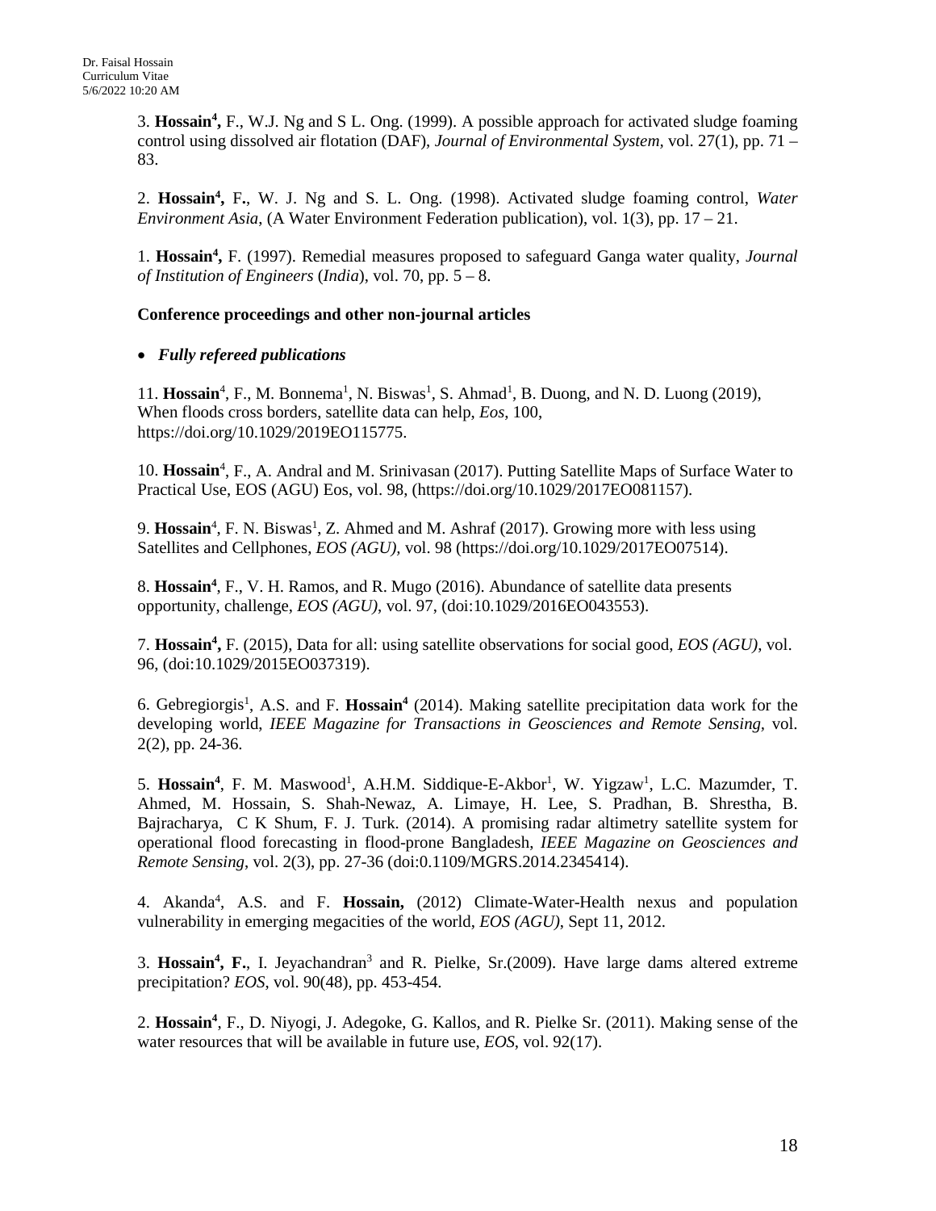3. **Hossain**[4]**,** F., W.J. Ng and S L. Ong. (1999). A possible approach for activated sludge foaming control using dissolved air flotation (DAF), *Journal of Environmental System*, vol. 27(1), pp. 71 – 83.

2. **Hossain**[4]**,** F**.**, W. J. Ng and S. L. Ong. (1998). Activated sludge foaming control, *Water Environment Asia*, (A Water Environment Federation publication), vol. 1(3), pp. 17 – 21.

1. **Hossain**[4]**,** F. (1997). Remedial measures proposed to safeguard Ganga water quality, *Journal of Institution of Engineers* (*India*), vol. 70, pp. 5 – 8.

**Conference proceedings and other non-journal articles**

- ***Fully refereed publications***

11. **Hossain**[4], F., M. Bonnema[1], N. Biswas[1], S. Ahmad[1], B. Duong, and N. D. Luong (2019), When floods cross borders, satellite data can help, *Eos*, 100, https://doi.org/10.1029/2019EO115775.

10. **Hossain**[4], F., A. Andral and M. Srinivasan (2017). Putting Satellite Maps of Surface Water to Practical Use, EOS (AGU) Eos, vol. 98, (https://doi.org/10.1029/2017EO081157).

9. **Hossain**[4], F. N. Biswas[1], Z. Ahmed and M. Ashraf (2017). Growing more with less using Satellites and Cellphones, *EOS (AGU)*, vol. 98 (https://doi.org/10.1029/2017EO07514).

8. **Hossain**[4], F., V. H. Ramos, and R. Mugo (2016). Abundance of satellite data presents opportunity, challenge, *EOS (AGU)*, vol. 97, (doi:10.1029/2016EO043553).

7. **Hossain**[4]**,** F. (2015), Data for all: using satellite observations for social good, *EOS (AGU)*, vol. 96, (doi:10.1029/2015EO037319).

6. Gebregiorgis[1], A.S. and F. **Hossain**[4] (2014). Making satellite precipitation data work for the developing world, *IEEE Magazine for Transactions in Geosciences and Remote Sensing,* vol. 2(2), pp. 24-36.

5. **Hossain**[4], F. M. Maswood[1], A.H.M. Siddique-E-Akbor[1], W. Yigzaw[1], L.C. Mazumder, T. Ahmed, M. Hossain, S. Shah-Newaz, A. Limaye, H. Lee, S. Pradhan, B. Shrestha, B. Bajracharya, C K Shum, F. J. Turk. (2014). A promising radar altimetry satellite system for operational flood forecasting in flood-prone Bangladesh, *IEEE Magazine on Geosciences and Remote Sensing*, vol. 2(3), pp. 27-36 (doi:0.1109/MGRS.2014.2345414).

4. Akanda[4], A.S. and F. **Hossain,** (2012) Climate-Water-Health nexus and population vulnerability in emerging megacities of the world, *EOS (AGU)*, Sept 11, 2012.

3. **Hossain**[4]**, F.**, I. Jeyachandran[3] and R. Pielke, Sr.(2009). Have large dams altered extreme precipitation? *EOS*, vol. 90(48), pp. 453-454.

2. **Hossain**[4], F., D. Niyogi, J. Adegoke, G. Kallos, and R. Pielke Sr. (2011). Making sense of the water resources that will be available in future use, *EOS*, vol. 92(17).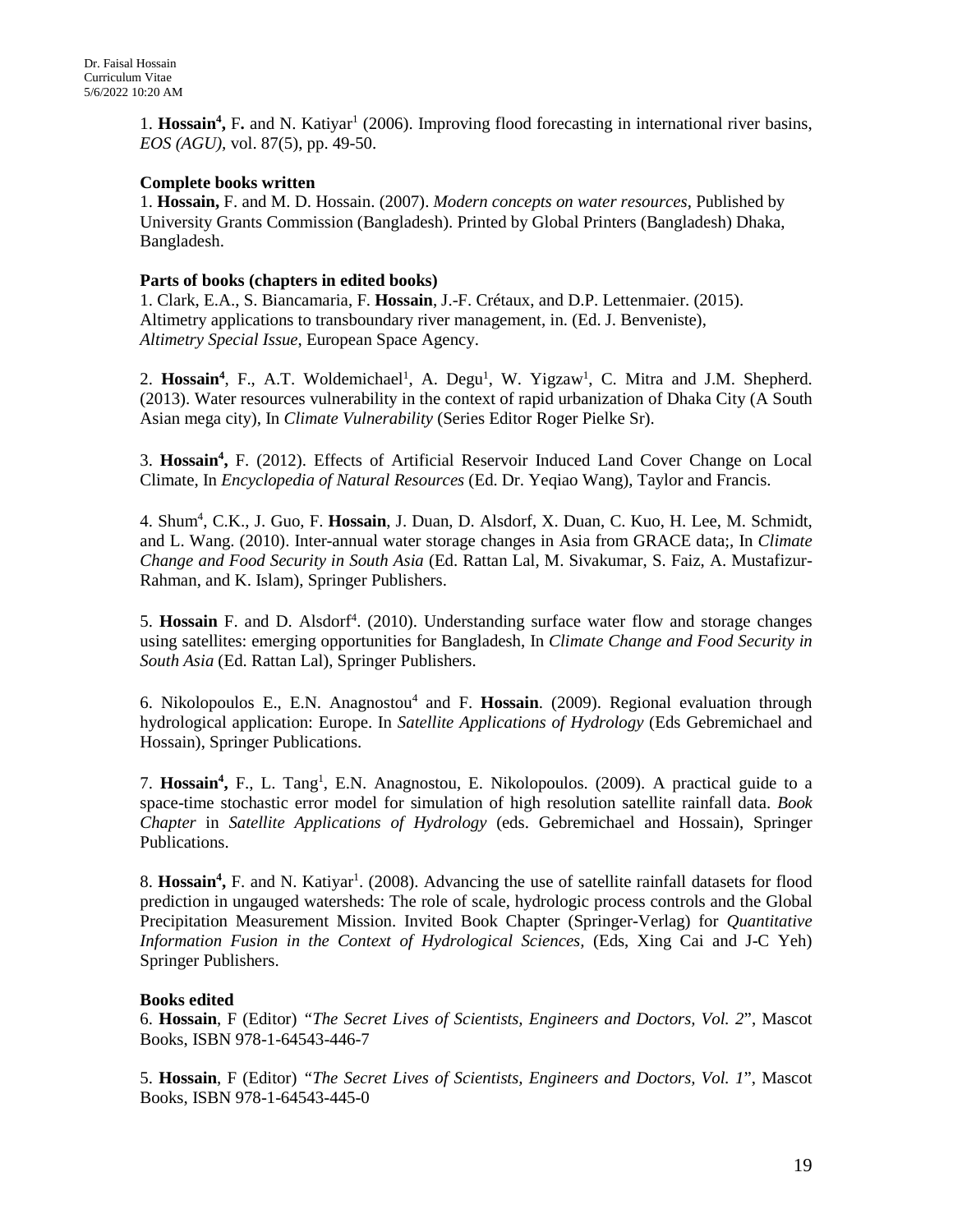1. **Hossain[4],** F**.** and N. Katiyar[1] (2006). Improving flood forecasting in international river basins, *EOS (AGU),* vol. 87(5), pp. 49-50.

**Complete books written**

1. **Hossain,** F. and M. D. Hossain. (2007). *Modern concepts on water resources*, Published by University Grants Commission (Bangladesh). Printed by Global Printers (Bangladesh) Dhaka, Bangladesh.

**Parts of books (chapters in edited books)**

1. Clark, E.A., S. Biancamaria, F. **Hossain**, J.-F. Crétaux, and D.P. Lettenmaier. (2015). Altimetry applications to transboundary river management, in. (Ed. J. Benveniste), *Altimetry Special Issue*, European Space Agency.

2. **Hossain[4]**, F., A.T. Woldemichael[1], A. Degu[1], W. Yigzaw[1], C. Mitra and J.M. Shepherd. (2013). Water resources vulnerability in the context of rapid urbanization of Dhaka City (A South Asian mega city), In *Climate Vulnerability* (Series Editor Roger Pielke Sr).

3. **Hossain[4],** F. (2012). Effects of Artificial Reservoir Induced Land Cover Change on Local Climate, In *Encyclopedia of Natural Resources* (Ed. Dr. Yeqiao Wang), Taylor and Francis.

4. Shum[4], C.K., J. Guo, F. **Hossain**, J. Duan, D. Alsdorf, X. Duan, C. Kuo, H. Lee, M. Schmidt, and L. Wang. (2010). Inter-annual water storage changes in Asia from GRACE data;, In *Climate Change and Food Security in South Asia* (Ed. Rattan Lal, M. Sivakumar, S. Faiz, A. Mustafizur-Rahman, and K. Islam), Springer Publishers.

5. **Hossain** F. and D. Alsdorf[4]. (2010). Understanding surface water flow and storage changes using satellites: emerging opportunities for Bangladesh, In *Climate Change and Food Security in South Asia* (Ed. Rattan Lal), Springer Publishers.

6. Nikolopoulos E., E.N. Anagnostou[4] and F. **Hossain**. (2009). Regional evaluation through hydrological application: Europe. In *Satellite Applications of Hydrology* (Eds Gebremichael and Hossain), Springer Publications.

7. **Hossain[4],** F., L. Tang[1], E.N. Anagnostou, E. Nikolopoulos. (2009). A practical guide to a space-time stochastic error model for simulation of high resolution satellite rainfall data. *Book Chapter* in *Satellite Applications of Hydrology* (eds. Gebremichael and Hossain), Springer Publications.

8. **Hossain[4],** F. and N. Katiyar[1]. (2008). Advancing the use of satellite rainfall datasets for flood prediction in ungauged watersheds: The role of scale, hydrologic process controls and the Global Precipitation Measurement Mission. Invited Book Chapter (Springer-Verlag) for *Quantitative Information Fusion in the Context of Hydrological Sciences,* (Eds, Xing Cai and J-C Yeh) Springer Publishers.

**Books edited**

6. **Hossain**, F (Editor) *"The Secret Lives of Scientists, Engineers and Doctors, Vol. 2*", Mascot Books, ISBN 978-1-64543-446-7

5. **Hossain**, F (Editor) *"The Secret Lives of Scientists, Engineers and Doctors, Vol. 1*", Mascot Books, ISBN 978-1-64543-445-0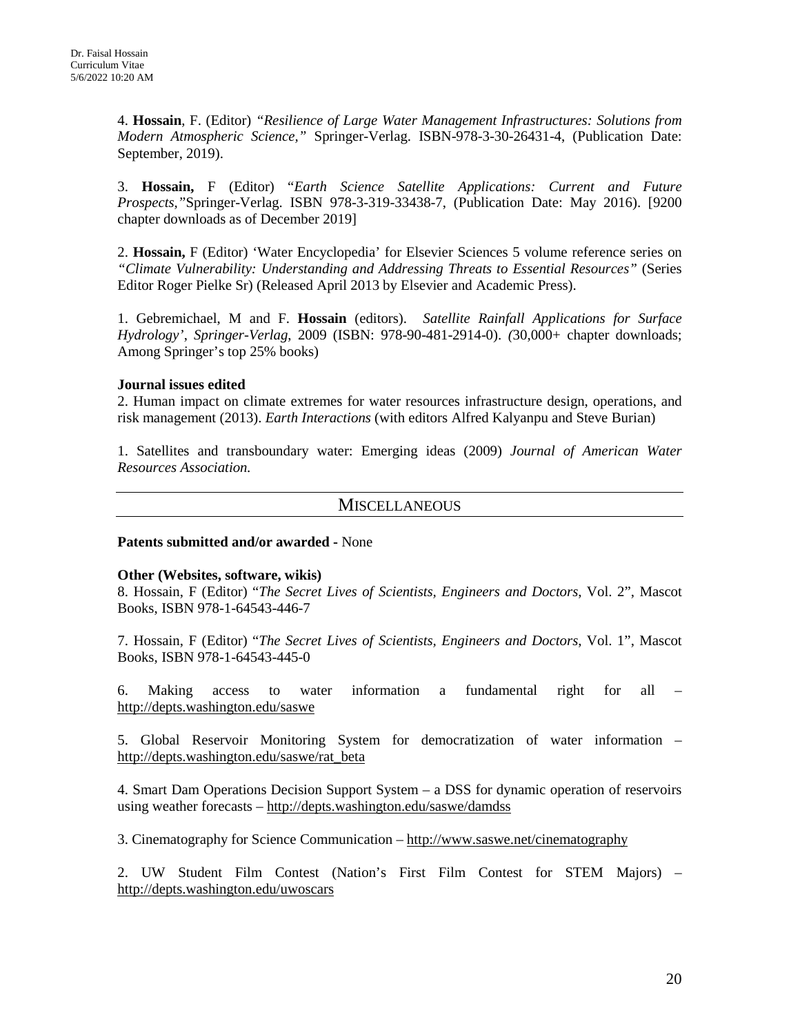4. **Hossain**, F. (Editor) *"Resilience of Large Water Management Infrastructures: Solutions from Modern Atmospheric Science,"* Springer-Verlag. ISBN-978-3-30-26431-4, (Publication Date: September, 2019).

3. **Hossain,** F (Editor) "*Earth Science Satellite Applications: Current and Future Prospects,"*Springer-Verlag. ISBN 978-3-319-33438-7, (Publication Date: May 2016). [9200 chapter downloads as of December 2019]

2. **Hossain,** F (Editor) 'Water Encyclopedia' for Elsevier Sciences 5 volume reference series on *"Climate Vulnerability: Understanding and Addressing Threats to Essential Resources"* (Series Editor Roger Pielke Sr) (Released April 2013 by Elsevier and Academic Press).

1. Gebremichael, M and F. **Hossain** (editors). *Satellite Rainfall Applications for Surface Hydrology'*, *Springer-Verlag*, 2009 (ISBN: 978-90-481-2914-0). *(*30,000+ chapter downloads; Among Springer's top 25% books)

**Journal issues edited**

2. Human impact on climate extremes for water resources infrastructure design, operations, and risk management (2013). *Earth Interactions* (with editors Alfred Kalyanpu and Steve Burian)

1. Satellites and transboundary water: Emerging ideas (2009) *Journal of American Water Resources Association.*

## MISCELLANEOUS

**Patents submitted and/or awarded -** None

**Other (Websites, software, wikis)**

8. Hossain, F (Editor) "*The Secret Lives of Scientists, Engineers and Doctors*, Vol. 2", Mascot Books, ISBN 978-1-64543-446-7

7. Hossain, F (Editor) "*The Secret Lives of Scientists, Engineers and Doctors*, Vol. 1", Mascot Books, ISBN 978-1-64543-445-0

6. Making access to water information a fundamental right for all – http://depts.washington.edu/saswe

5. Global Reservoir Monitoring System for democratization of water information – http://depts.washington.edu/saswe/rat_beta

4. Smart Dam Operations Decision Support System – a DSS for dynamic operation of reservoirs using weather forecasts – http://depts.washington.edu/saswe/damdss

3. Cinematography for Science Communication – http://www.saswe.net/cinematography

2. UW Student Film Contest (Nation's First Film Contest for STEM Majors) – http://depts.washington.edu/uwoscars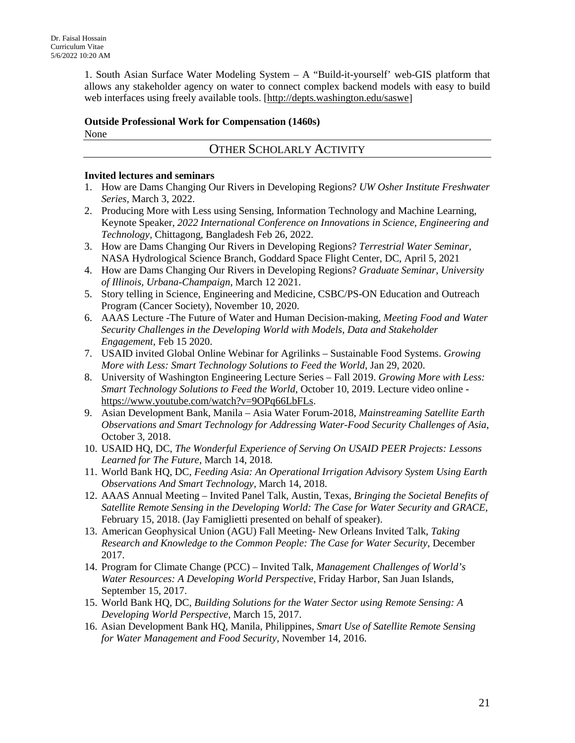1. South Asian Surface Water Modeling System – A "Build-it-yourself' web-GIS platform that allows any stakeholder agency on water to connect complex backend models with easy to build web interfaces using freely available tools. [http://depts.washington.edu/saswe]

**Outside Professional Work for Compensation (1460s)**

None

## OTHER SCHOLARLY ACTIVITY

**Invited lectures and seminars**

1. How are Dams Changing Our Rivers in Developing Regions? *UW Osher Institute Freshwater Series*, March 3, 2022.
2. Producing More with Less using Sensing, Information Technology and Machine Learning, Keynote Speaker, *2022 International Conference on Innovations in Science, Engineering and Technology*, Chittagong, Bangladesh Feb 26, 2022.
3. How are Dams Changing Our Rivers in Developing Regions? *Terrestrial Water Seminar*, NASA Hydrological Science Branch, Goddard Space Flight Center, DC, April 5, 2021
4. How are Dams Changing Our Rivers in Developing Regions? *Graduate Seminar, University of Illinois, Urbana-Champaign*, March 12 2021.
5. Story telling in Science, Engineering and Medicine, CSBC/PS-ON Education and Outreach Program (Cancer Society), November 10, 2020.
6. AAAS Lecture -The Future of Water and Human Decision-making, *Meeting Food and Water Security Challenges in the Developing World with Models, Data and Stakeholder Engagement*, Feb 15 2020.
7. USAID invited Global Online Webinar for Agrilinks – Sustainable Food Systems. *Growing More with Less: Smart Technology Solutions to Feed the World*, Jan 29, 2020.
8. University of Washington Engineering Lecture Series – Fall 2019. *Growing More with Less: Smart Technology Solutions to Feed the World*, October 10, 2019. Lecture video online - https://www.youtube.com/watch?v=9OPq66LbFLs.
9. Asian Development Bank, Manila – Asia Water Forum-2018, *Mainstreaming Satellite Earth Observations and Smart Technology for Addressing Water-Food Security Challenges of Asia*, October 3, 2018.
10. USAID HQ, DC, *The Wonderful Experience of Serving On USAID PEER Projects: Lessons Learned for The Future*, March 14, 2018.
11. World Bank HQ, DC, *Feeding Asia: An Operational Irrigation Advisory System Using Earth Observations And Smart Technology*, March 14, 2018.
12. AAAS Annual Meeting – Invited Panel Talk, Austin, Texas, *Bringing the Societal Benefits of Satellite Remote Sensing in the Developing World: The Case for Water Security and GRACE*, February 15, 2018. (Jay Famiglietti presented on behalf of speaker).
13. American Geophysical Union (AGU) Fall Meeting- New Orleans Invited Talk, *Taking Research and Knowledge to the Common People: The Case for Water Security*, December 2017.
14. Program for Climate Change (PCC) – Invited Talk, *Management Challenges of World's Water Resources: A Developing World Perspective*, Friday Harbor, San Juan Islands, September 15, 2017.
15. World Bank HQ, DC, *Building Solutions for the Water Sector using Remote Sensing: A Developing World Perspective*, March 15, 2017.
16. Asian Development Bank HQ, Manila, Philippines, *Smart Use of Satellite Remote Sensing for Water Management and Food Security*, November 14, 2016.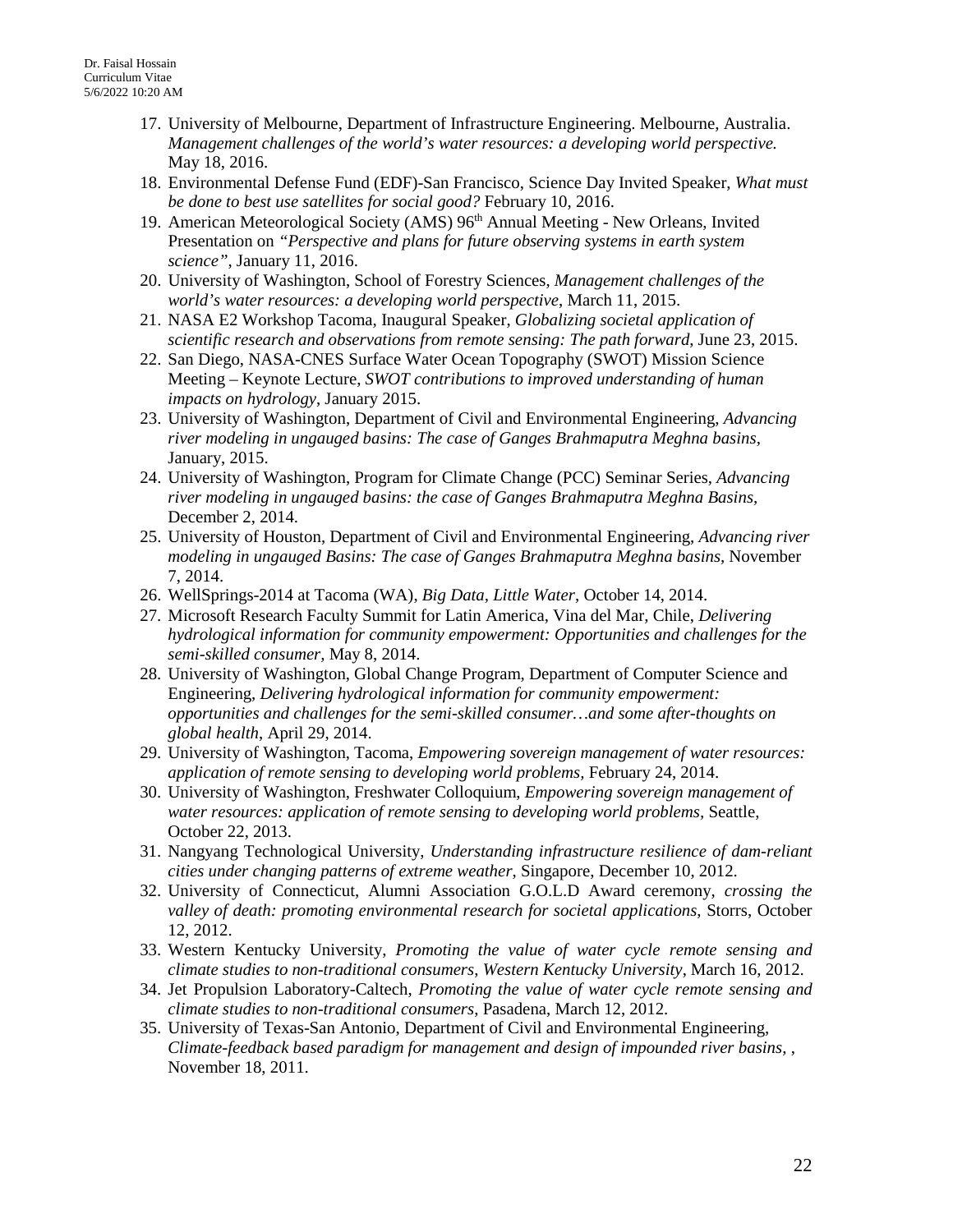17. University of Melbourne, Department of Infrastructure Engineering. Melbourne, Australia. *Management challenges of the world's water resources: a developing world perspective.* May 18, 2016.
18. Environmental Defense Fund (EDF)-San Francisco, Science Day Invited Speaker, *What must be done to best use satellites for social good?* February 10, 2016.
19. American Meteorological Society (AMS) 96th Annual Meeting - New Orleans, Invited Presentation on *"Perspective and plans for future observing systems in earth system science"*, January 11, 2016.
20. University of Washington, School of Forestry Sciences, *Management challenges of the world's water resources: a developing world perspective*, March 11, 2015.
21. NASA E2 Workshop Tacoma, Inaugural Speaker, *Globalizing societal application of scientific research and observations from remote sensing: The path forward*, June 23, 2015.
22. San Diego, NASA-CNES Surface Water Ocean Topography (SWOT) Mission Science Meeting – Keynote Lecture, *SWOT contributions to improved understanding of human impacts on hydrology*, January 2015.
23. University of Washington, Department of Civil and Environmental Engineering, *Advancing river modeling in ungauged basins: The case of Ganges Brahmaputra Meghna basins*, January, 2015.
24. University of Washington, Program for Climate Change (PCC) Seminar Series, *Advancing river modeling in ungauged basins: the case of Ganges Brahmaputra Meghna Basins,* December 2, 2014.
25. University of Houston, Department of Civil and Environmental Engineering, *Advancing river modeling in ungauged Basins: The case of Ganges Brahmaputra Meghna basins,* November 7, 2014.
26. WellSprings-2014 at Tacoma (WA), *Big Data, Little Water*, October 14, 2014.
27. Microsoft Research Faculty Summit for Latin America, Vina del Mar, Chile, *Delivering hydrological information for community empowerment: Opportunities and challenges for the semi-skilled consumer,* May 8, 2014.
28. University of Washington, Global Change Program, Department of Computer Science and Engineering, *Delivering hydrological information for community empowerment: opportunities and challenges for the semi-skilled consumer…and some after-thoughts on global health*, April 29, 2014.
29. University of Washington, Tacoma, *Empowering sovereign management of water resources: application of remote sensing to developing world problems,* February 24, 2014.
30. University of Washington, Freshwater Colloquium, *Empowering sovereign management of water resources: application of remote sensing to developing world problems*, Seattle, October 22, 2013.
31. Nangyang Technological University, *Understanding infrastructure resilience of dam-reliant cities under changing patterns of extreme weather*, Singapore, December 10, 2012.
32. University of Connecticut, Alumni Association G.O.L.D Award ceremony, *crossing the valley of death: promoting environmental research for societal applications*, Storrs, October 12, 2012.
33. Western Kentucky University, *Promoting the value of water cycle remote sensing and climate studies to non-traditional consumers*, *Western Kentucky University*, March 16, 2012.
34. Jet Propulsion Laboratory-Caltech, *Promoting the value of water cycle remote sensing and climate studies to non-traditional consumers*, Pasadena, March 12, 2012.
35. University of Texas-San Antonio, Department of Civil and Environmental Engineering, *Climate-feedback based paradigm for management and design of impounded river basins*, , November 18, 2011.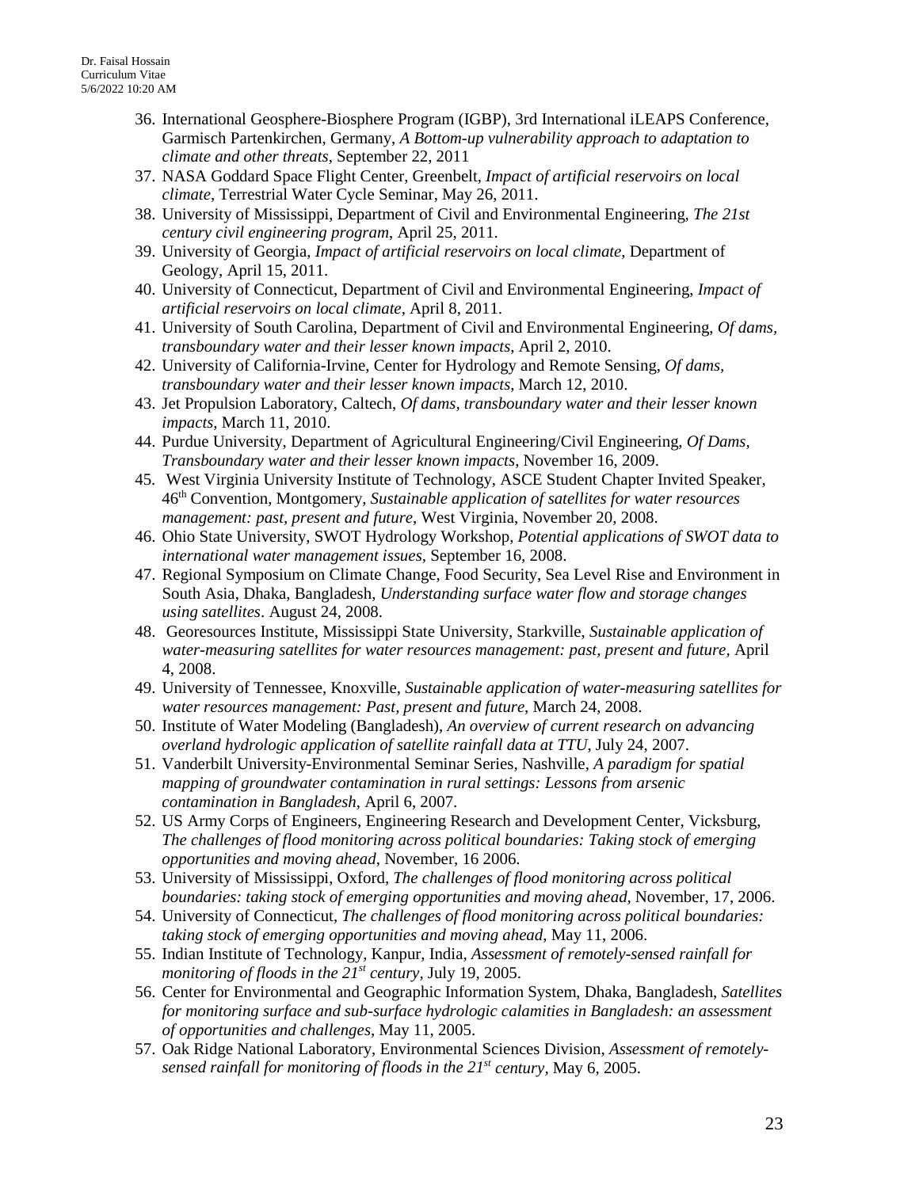36. International Geosphere-Biosphere Program (IGBP), 3rd International iLEAPS Conference, Garmisch Partenkirchen, Germany, *A Bottom-up vulnerability approach to adaptation to climate and other threats*, September 22, 2011
37. NASA Goddard Space Flight Center, Greenbelt, *Impact of artificial reservoirs on local climate*, Terrestrial Water Cycle Seminar, May 26, 2011.
38. University of Mississippi, Department of Civil and Environmental Engineering, *The 21st century civil engineering program*, April 25, 2011.
39. University of Georgia, *Impact of artificial reservoirs on local climate*, Department of Geology, April 15, 2011.
40. University of Connecticut, Department of Civil and Environmental Engineering, *Impact of artificial reservoirs on local climate*, April 8, 2011.
41. University of South Carolina, Department of Civil and Environmental Engineering, *Of dams, transboundary water and their lesser known impacts*, April 2, 2010.
42. University of California-Irvine, Center for Hydrology and Remote Sensing, *Of dams, transboundary water and their lesser known impacts*, March 12, 2010.
43. Jet Propulsion Laboratory, Caltech, *Of dams, transboundary water and their lesser known impacts*, March 11, 2010.
44. Purdue University, Department of Agricultural Engineering/Civil Engineering, *Of Dams, Transboundary water and their lesser known impacts*, November 16, 2009.
45. West Virginia University Institute of Technology, ASCE Student Chapter Invited Speaker, 46th Convention, Montgomery, *Sustainable application of satellites for water resources management: past, present and future*, West Virginia, November 20, 2008.
46. Ohio State University, SWOT Hydrology Workshop, *Potential applications of SWOT data to international water management issues*, September 16, 2008.
47. Regional Symposium on Climate Change, Food Security, Sea Level Rise and Environment in South Asia, Dhaka, Bangladesh, *Understanding surface water flow and storage changes using satellites*. August 24, 2008.
48. Georesources Institute, Mississippi State University, Starkville, *Sustainable application of water-measuring satellites for water resources management: past, present and future*, April 4, 2008.
49. University of Tennessee, Knoxville, *Sustainable application of water-measuring satellites for water resources management: Past, present and future*, March 24, 2008.
50. Institute of Water Modeling (Bangladesh), *An overview of current research on advancing overland hydrologic application of satellite rainfall data at TTU*, July 24, 2007.
51. Vanderbilt University-Environmental Seminar Series, Nashville, *A paradigm for spatial mapping of groundwater contamination in rural settings: Lessons from arsenic contamination in Bangladesh*, April 6, 2007.
52. US Army Corps of Engineers, Engineering Research and Development Center, Vicksburg, *The challenges of flood monitoring across political boundaries: Taking stock of emerging opportunities and moving ahead*, November, 16 2006.
53. University of Mississippi, Oxford, *The challenges of flood monitoring across political boundaries: taking stock of emerging opportunities and moving ahead*, November, 17, 2006.
54. University of Connecticut, *The challenges of flood monitoring across political boundaries: taking stock of emerging opportunities and moving ahead*, May 11, 2006.
55. Indian Institute of Technology, Kanpur, India, *Assessment of remotely-sensed rainfall for monitoring of floods in the 21st century*, July 19, 2005.
56. Center for Environmental and Geographic Information System, Dhaka, Bangladesh, *Satellites for monitoring surface and sub-surface hydrologic calamities in Bangladesh: an assessment of opportunities and challenges*, May 11, 2005.
57. Oak Ridge National Laboratory, Environmental Sciences Division, *Assessment of remotely-sensed rainfall for monitoring of floods in the 21st century*, May 6, 2005.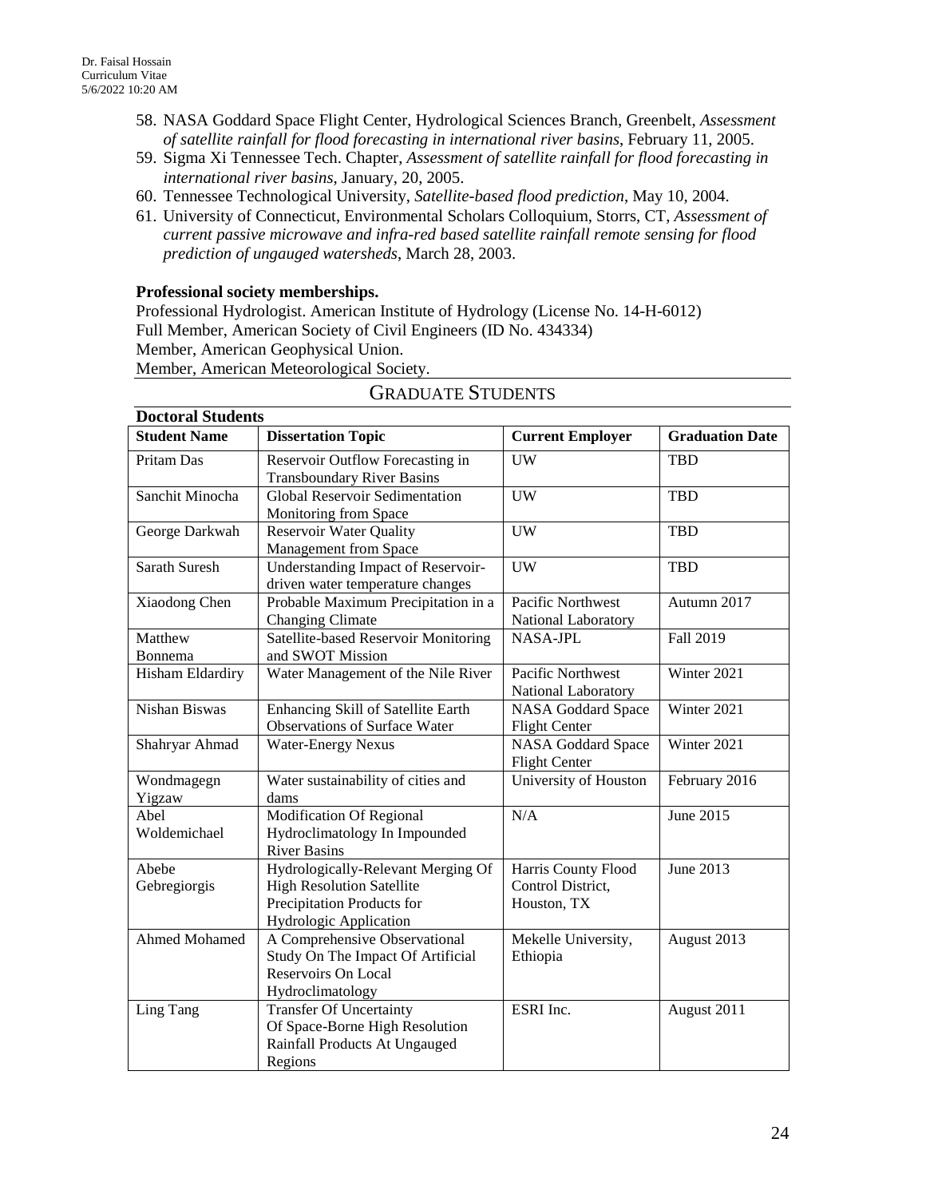58. NASA Goddard Space Flight Center, Hydrological Sciences Branch, Greenbelt, *Assessment of satellite rainfall for flood forecasting in international river basins*, February 11, 2005.
59. Sigma Xi Tennessee Tech. Chapter, *Assessment of satellite rainfall for flood forecasting in international river basins*, January, 20, 2005.
60. Tennessee Technological University, *Satellite-based flood prediction*, May 10, 2004.
61. University of Connecticut, Environmental Scholars Colloquium, Storrs, CT, *Assessment of current passive microwave and infra-red based satellite rainfall remote sensing for flood prediction of ungauged watersheds*, March 28, 2003.

**Professional society memberships.**

Professional Hydrologist. American Institute of Hydrology (License No. 14-H-6012)
Full Member, American Society of Civil Engineers (ID No. 434334)
Member, American Geophysical Union.
Member, American Meteorological Society.

## GRADUATE STUDENTS

**Doctoral Students**

| Student Name | Dissertation Topic | Current Employer | Graduation Date |
|---|---|---|---|
| Pritam Das | Reservoir Outflow Forecasting in Transboundary River Basins | UW | TBD |
| Sanchit Minocha | Global Reservoir Sedimentation Monitoring from Space | UW | TBD |
| George Darkwah | Reservoir Water Quality Management from Space | UW | TBD |
| Sarath Suresh | Understanding Impact of Reservoir-driven water temperature changes | UW | TBD |
| Xiaodong Chen | Probable Maximum Precipitation in a Changing Climate | Pacific Northwest National Laboratory | Autumn 2017 |
| Matthew Bonnema | Satellite-based Reservoir Monitoring and SWOT Mission | NASA-JPL | Fall 2019 |
| Hisham Eldardiry | Water Management of the Nile River | Pacific Northwest National Laboratory | Winter 2021 |
| Nishan Biswas | Enhancing Skill of Satellite Earth Observations of Surface Water | NASA Goddard Space Flight Center | Winter 2021 |
| Shahryar Ahmad | Water-Energy Nexus | NASA Goddard Space Flight Center | Winter 2021 |
| Wondmagegn Yigzaw | Water sustainability of cities and dams | University of Houston | February 2016 |
| Abel Woldemichael | Modification Of Regional Hydroclimatology In Impounded River Basins | N/A | June 2015 |
| Abebe Gebregiorgis | Hydrologically-Relevant Merging Of High Resolution Satellite Precipitation Products for Hydrologic Application | Harris County Flood Control District, Houston, TX | June 2013 |
| Ahmed Mohamed | A Comprehensive Observational Study On The Impact Of Artificial Reservoirs On Local Hydroclimatology | Mekelle University, Ethiopia | August 2013 |
| Ling Tang | Transfer Of Uncertainty Of Space-Borne High Resolution Rainfall Products At Ungauged Regions | ESRI Inc. | August 2011 |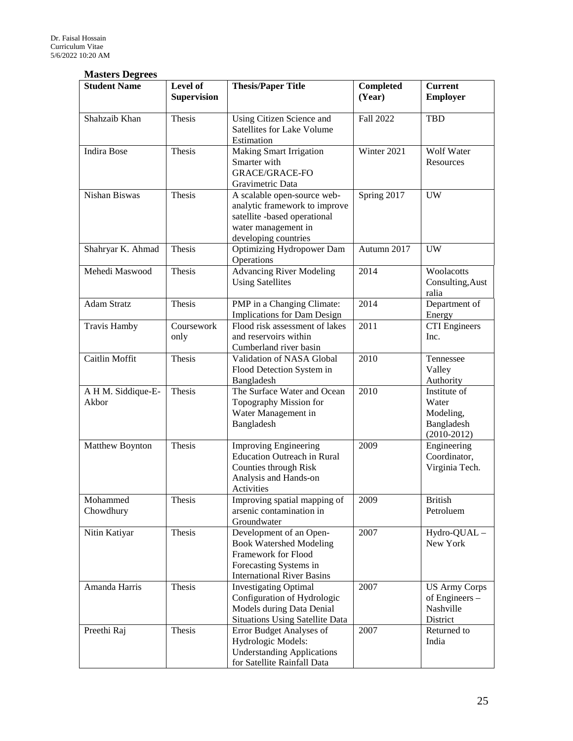**Masters Degrees**

| Student Name | Level of Supervision | Thesis/Paper Title | Completed (Year) | Current Employer |
|---|---|---|---|---|
| Shahzaib Khan | Thesis | Using Citizen Science and Satellites for Lake Volume Estimation | Fall 2022 | TBD |
| Indira Bose | Thesis | Making Smart Irrigation Smarter with GRACE/GRACE-FO Gravimetric Data | Winter 2021 | Wolf Water Resources |
| Nishan Biswas | Thesis | A scalable open-source web-analytic framework to improve satellite -based operational water management in developing countries | Spring 2017 | UW |
| Shahryar K. Ahmad | Thesis | Optimizing Hydropower Dam Operations | Autumn 2017 | UW |
| Mehedi Maswood | Thesis | Advancing River Modeling Using Satellites | 2014 | Woolacotts Consulting,Australia |
| Adam Stratz | Thesis | PMP in a Changing Climate: Implications for Dam Design | 2014 | Department of Energy |
| Travis Hamby | Coursework only | Flood risk assessment of lakes and reservoirs within Cumberland river basin | 2011 | CTI Engineers Inc. |
| Caitlin Moffit | Thesis | Validation of NASA Global Flood Detection System in Bangladesh | 2010 | Tennessee Valley Authority |
| A H M. Siddique-E-Akbor | Thesis | The Surface Water and Ocean Topography Mission for Water Management in Bangladesh | 2010 | Institute of Water Modeling, Bangladesh (2010-2012) |
| Matthew Boynton | Thesis | Improving Engineering Education Outreach in Rural Counties through Risk Analysis and Hands-on Activities | 2009 | Engineering Coordinator, Virginia Tech. |
| Mohammed Chowdhury | Thesis | Improving spatial mapping of arsenic contamination in Groundwater | 2009 | British Petroluem |
| Nitin Katiyar | Thesis | Development of an Open-Book Watershed Modeling Framework for Flood Forecasting Systems in International River Basins | 2007 | Hydro-QUAL – New York |
| Amanda Harris | Thesis | Investigating Optimal Configuration of Hydrologic Models during Data Denial Situations Using Satellite Data | 2007 | US Army Corps of Engineers – Nashville District |
| Preethi Raj | Thesis | Error Budget Analyses of Hydrologic Models: Understanding Applications for Satellite Rainfall Data | 2007 | Returned to India |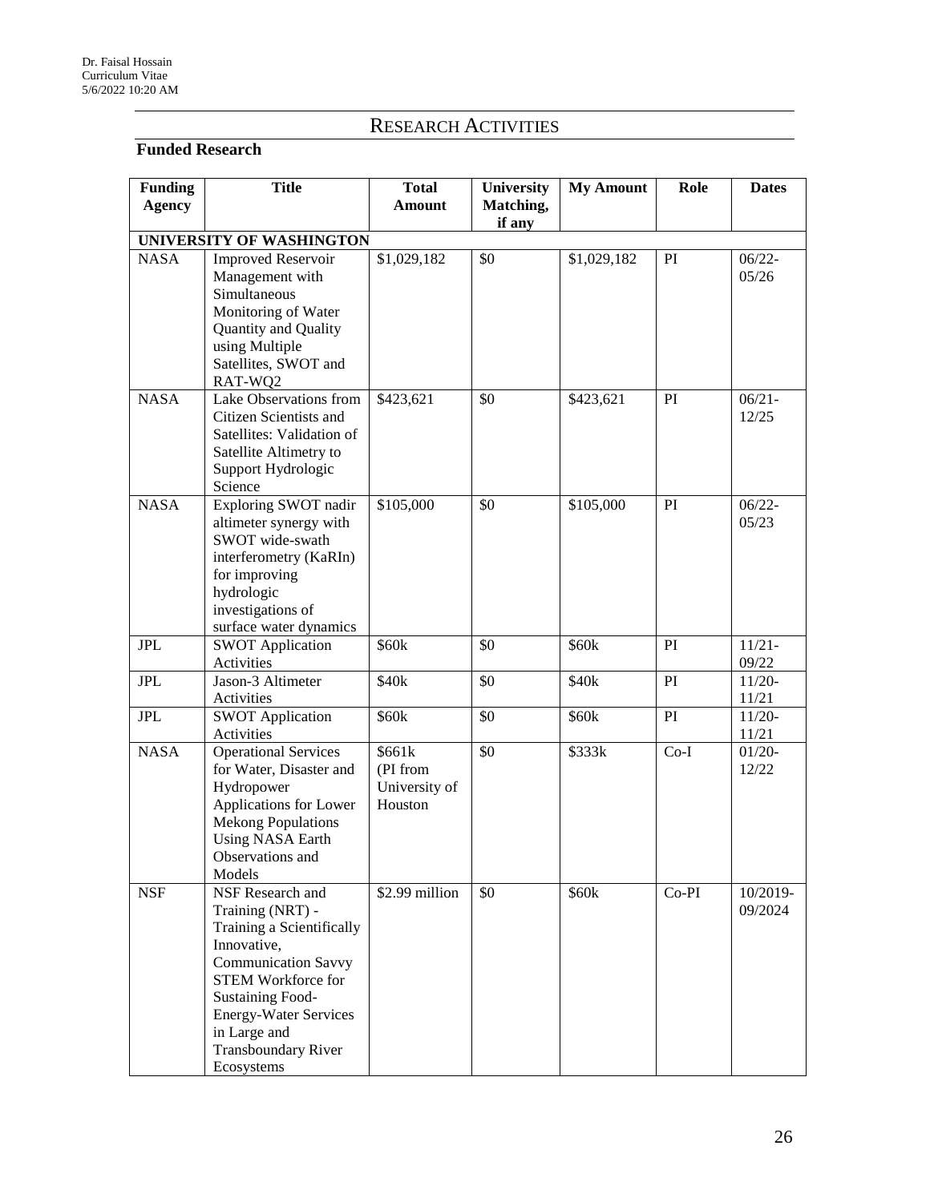## RESEARCH ACTIVITIES

### Funded Research

| Funding Agency | Title | Total Amount | University Matching, if any | My Amount | Role | Dates |
|---|---|---|---|---|---|---|
| **UNIVERSITY OF WASHINGTON** | | | | | | |
| NASA | Improved Reservoir Management with Simultaneous Monitoring of Water Quantity and Quality using Multiple Satellites, SWOT and RAT-WQ2 | $1,029,182 | $0 | $1,029,182 | PI | 06/22-05/26 |
| NASA | Lake Observations from Citizen Scientists and Satellites: Validation of Satellite Altimetry to Support Hydrologic Science | $423,621 | $0 | $423,621 | PI | 06/21-12/25 |
| NASA | Exploring SWOT nadir altimeter synergy with SWOT wide-swath interferometry (KaRIn) for improving hydrologic investigations of surface water dynamics | $105,000 | $0 | $105,000 | PI | 06/22-05/23 |
| JPL | SWOT Application Activities | $60k | $0 | $60k | PI | 11/21-09/22 |
| JPL | Jason-3 Altimeter Activities | $40k | $0 | $40k | PI | 11/20-11/21 |
| JPL | SWOT Application Activities | $60k | $0 | $60k | PI | 11/20-11/21 |
| NASA | Operational Services for Water, Disaster and Hydropower Applications for Lower Mekong Populations Using NASA Earth Observations and Models | $661k (PI from University of Houston | $0 | $333k | Co-I | 01/20-12/22 |
| NSF | NSF Research and Training (NRT) - Training a Scientifically Innovative, Communication Savvy STEM Workforce for Sustaining Food-Energy-Water Services in Large and Transboundary River Ecosystems | $2.99 million | $0 | $60k | Co-PI | 10/2019-09/2024 |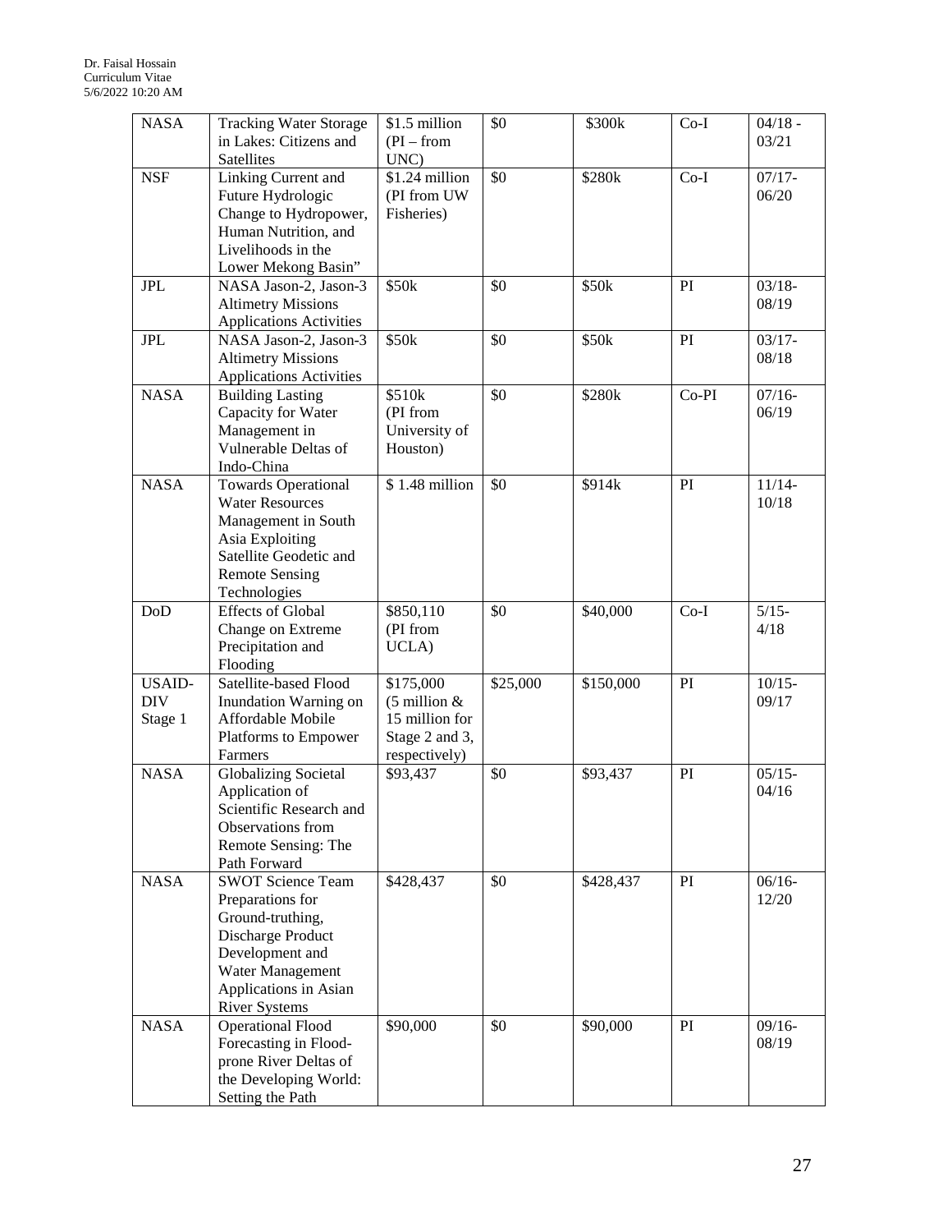| NASA | Tracking Water Storage in Lakes: Citizens and Satellites | $1.5 million (PI – from UNC) | $0 | $300k | Co-I | 04/18 - 03/21 |
|---|---|---|---|---|---|---|
| NSF | Linking Current and Future Hydrologic Change to Hydropower, Human Nutrition, and Livelihoods in the Lower Mekong Basin" | $1.24 million (PI from UW Fisheries) | $0 | $280k | Co-I | 07/17-06/20 |
| JPL | NASA Jason-2, Jason-3 Altimetry Missions Applications Activities | $50k | $0 | $50k | PI | 03/18-08/19 |
| JPL | NASA Jason-2, Jason-3 Altimetry Missions Applications Activities | $50k | $0 | $50k | PI | 03/17-08/18 |
| NASA | Building Lasting Capacity for Water Management in Vulnerable Deltas of Indo-China | $510k (PI from University of Houston) | $0 | $280k | Co-PI | 07/16-06/19 |
| NASA | Towards Operational Water Resources Management in South Asia Exploiting Satellite Geodetic and Remote Sensing Technologies | $ 1.48 million | $0 | $914k | PI | 11/14-10/18 |
| DoD | Effects of Global Change on Extreme Precipitation and Flooding | $850,110 (PI from UCLA) | $0 | $40,000 | Co-I | 5/15-4/18 |
| USAID-DIV Stage 1 | Satellite-based Flood Inundation Warning on Affordable Mobile Platforms to Empower Farmers | $175,000 (5 million & 15 million for Stage 2 and 3, respectively) | $25,000 | $150,000 | PI | 10/15-09/17 |
| NASA | Globalizing Societal Application of Scientific Research and Observations from Remote Sensing: The Path Forward | $93,437 | $0 | $93,437 | PI | 05/15-04/16 |
| NASA | SWOT Science Team Preparations for Ground-truthing, Discharge Product Development and Water Management Applications in Asian River Systems | $428,437 | $0 | $428,437 | PI | 06/16-12/20 |
| NASA | Operational Flood Forecasting in Flood-prone River Deltas of the Developing World: Setting the Path | $90,000 | $0 | $90,000 | PI | 09/16-08/19 |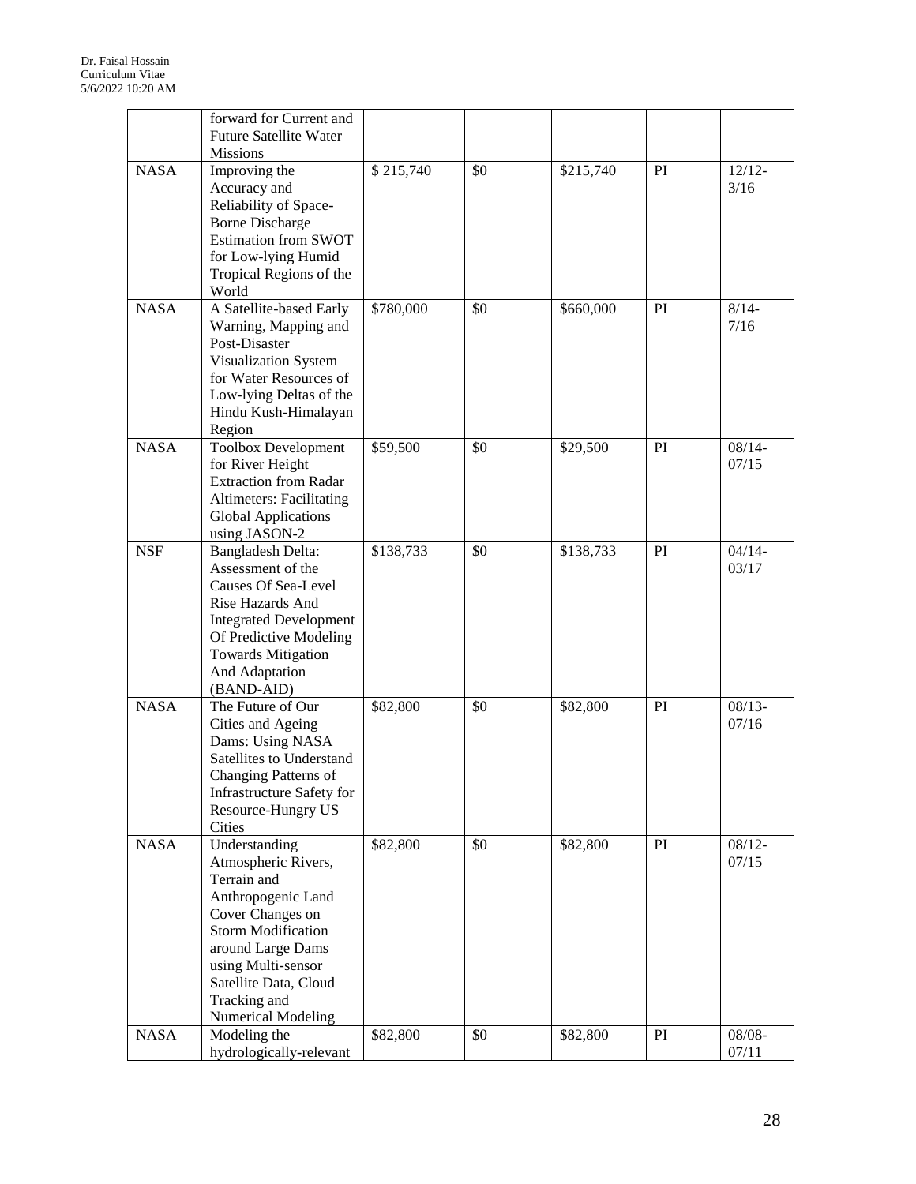| | | | | | | |
|---|---|---|---|---|---|---|
| | forward for Current and Future Satellite Water Missions | | | | | |
| NASA | Improving the Accuracy and Reliability of Space-Borne Discharge Estimation from SWOT for Low-lying Humid Tropical Regions of the World | $ 215,740 | $0 | $215,740 | PI | 12/12-3/16 |
| NASA | A Satellite-based Early Warning, Mapping and Post-Disaster Visualization System for Water Resources of Low-lying Deltas of the Hindu Kush-Himalayan Region | $780,000 | $0 | $660,000 | PI | 8/14-7/16 |
| NASA | Toolbox Development for River Height Extraction from Radar Altimeters: Facilitating Global Applications using JASON-2 | $59,500 | $0 | $29,500 | PI | 08/14-07/15 |
| NSF | Bangladesh Delta: Assessment of the Causes Of Sea-Level Rise Hazards And Integrated Development Of Predictive Modeling Towards Mitigation And Adaptation (BAND-AID) | $138,733 | $0 | $138,733 | PI | 04/14-03/17 |
| NASA | The Future of Our Cities and Ageing Dams: Using NASA Satellites to Understand Changing Patterns of Infrastructure Safety for Resource-Hungry US Cities | $82,800 | $0 | $82,800 | PI | 08/13-07/16 |
| NASA | Understanding Atmospheric Rivers, Terrain and Anthropogenic Land Cover Changes on Storm Modification around Large Dams using Multi-sensor Satellite Data, Cloud Tracking and Numerical Modeling | $82,800 | $0 | $82,800 | PI | 08/12-07/15 |
| NASA | Modeling the hydrologically-relevant | $82,800 | $0 | $82,800 | PI | 08/08-07/11 |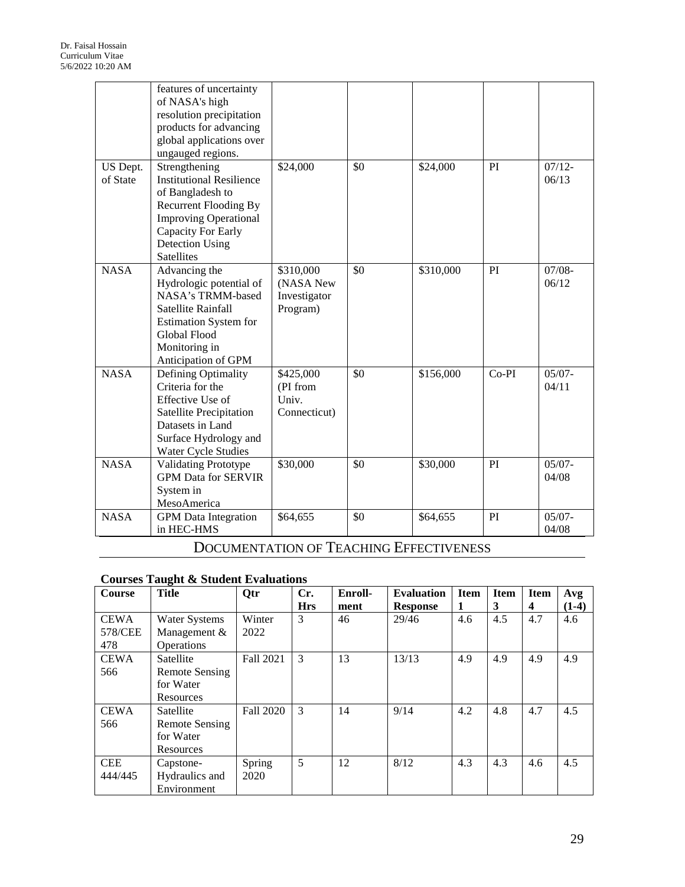| | | | | | | |
|---|---|---|---|---|---|---|
| | features of uncertainty of NASA's high resolution precipitation products for advancing global applications over ungauged regions. | | | | | |
| US Dept. of State | Strengthening Institutional Resilience of Bangladesh to Recurrent Flooding By Improving Operational Capacity For Early Detection Using Satellites | $24,000 | $0 | $24,000 | PI | 07/12-06/13 |
| NASA | Advancing the Hydrologic potential of NASA's TRMM-based Satellite Rainfall Estimation System for Global Flood Monitoring in Anticipation of GPM | $310,000 (NASA New Investigator Program) | $0 | $310,000 | PI | 07/08-06/12 |
| NASA | Defining Optimality Criteria for the Effective Use of Satellite Precipitation Datasets in Land Surface Hydrology and Water Cycle Studies | $425,000 (PI from Univ. Connecticut) | $0 | $156,000 | Co-PI | 05/07-04/11 |
| NASA | Validating Prototype GPM Data for SERVIR System in MesoAmerica | $30,000 | $0 | $30,000 | PI | 05/07-04/08 |
| NASA | GPM Data Integration in HEC-HMS | $64,655 | $0 | $64,655 | PI | 05/07-04/08 |

# DOCUMENTATION OF TEACHING EFFECTIVENESS

### Courses Taught & Student Evaluations

| Course | Title | Qtr | Cr. Hrs | Enroll-ment | Evaluation Response | Item 1 | Item 3 | Item 4 | Avg (1-4) |
|---|---|---|---|---|---|---|---|---|---|
| CEWA 578/CEE 478 | Water Systems Management & Operations | Winter 2022 | 3 | 46 | 29/46 | 4.6 | 4.5 | 4.7 | 4.6 |
| CEWA 566 | Satellite Remote Sensing for Water Resources | Fall 2021 | 3 | 13 | 13/13 | 4.9 | 4.9 | 4.9 | 4.9 |
| CEWA 566 | Satellite Remote Sensing for Water Resources | Fall 2020 | 3 | 14 | 9/14 | 4.2 | 4.8 | 4.7 | 4.5 |
| CEE 444/445 | Capstone-Hydraulics and Environment | Spring 2020 | 5 | 12 | 8/12 | 4.3 | 4.3 | 4.6 | 4.5 |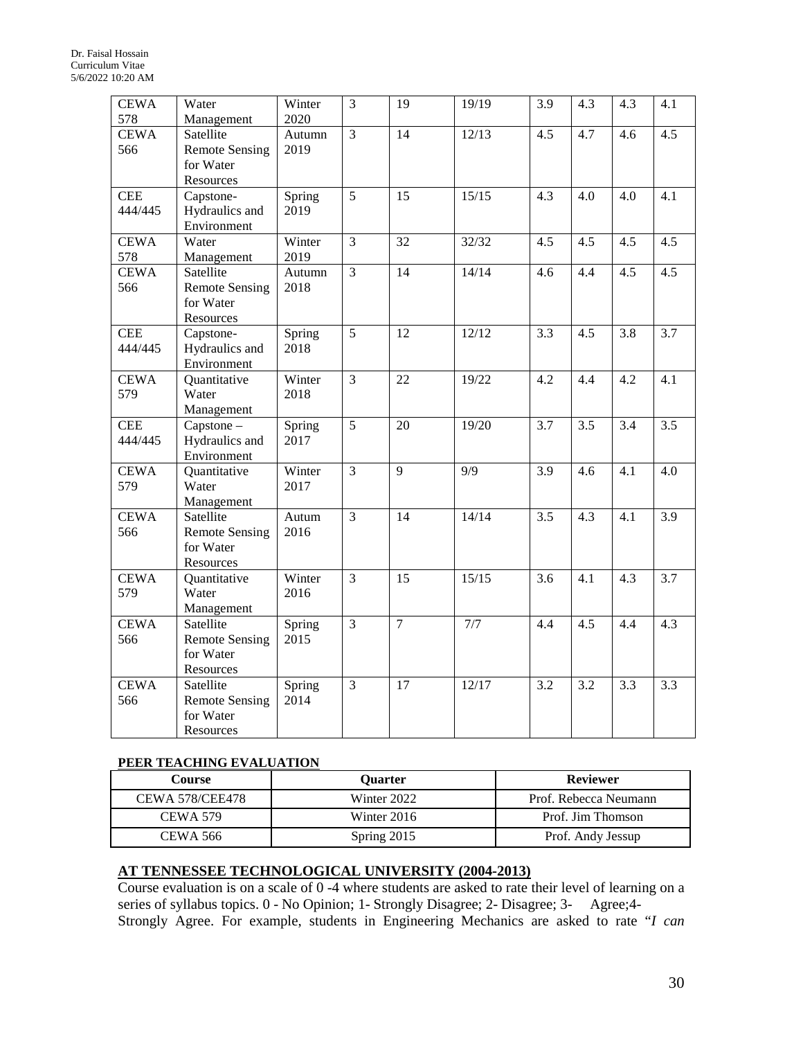| | | | | | | | | | |
|---|---|---|---|---|---|---|---|---|---|
| CEWA 578 | Water Management | Winter 2020 | 3 | 19 | 19/19 | 3.9 | 4.3 | 4.3 | 4.1 |
| CEWA 566 | Satellite Remote Sensing for Water Resources | Autumn 2019 | 3 | 14 | 12/13 | 4.5 | 4.7 | 4.6 | 4.5 |
| CEE 444/445 | Capstone-Hydraulics and Environment | Spring 2019 | 5 | 15 | 15/15 | 4.3 | 4.0 | 4.0 | 4.1 |
| CEWA 578 | Water Management | Winter 2019 | 3 | 32 | 32/32 | 4.5 | 4.5 | 4.5 | 4.5 |
| CEWA 566 | Satellite Remote Sensing for Water Resources | Autumn 2018 | 3 | 14 | 14/14 | 4.6 | 4.4 | 4.5 | 4.5 |
| CEE 444/445 | Capstone-Hydraulics and Environment | Spring 2018 | 5 | 12 | 12/12 | 3.3 | 4.5 | 3.8 | 3.7 |
| CEWA 579 | Quantitative Water Management | Winter 2018 | 3 | 22 | 19/22 | 4.2 | 4.4 | 4.2 | 4.1 |
| CEE 444/445 | Capstone – Hydraulics and Environment | Spring 2017 | 5 | 20 | 19/20 | 3.7 | 3.5 | 3.4 | 3.5 |
| CEWA 579 | Quantitative Water Management | Winter 2017 | 3 | 9 | 9/9 | 3.9 | 4.6 | 4.1 | 4.0 |
| CEWA 566 | Satellite Remote Sensing for Water Resources | Autum 2016 | 3 | 14 | 14/14 | 3.5 | 4.3 | 4.1 | 3.9 |
| CEWA 579 | Quantitative Water Management | Winter 2016 | 3 | 15 | 15/15 | 3.6 | 4.1 | 4.3 | 3.7 |
| CEWA 566 | Satellite Remote Sensing for Water Resources | Spring 2015 | 3 | 7 | 7/7 | 4.4 | 4.5 | 4.4 | 4.3 |
| CEWA 566 | Satellite Remote Sensing for Water Resources | Spring 2014 | 3 | 17 | 12/17 | 3.2 | 3.2 | 3.3 | 3.3 |

**PEER TEACHING EVALUATION**

| Course | Quarter | Reviewer |
|---|---|---|
| CEWA 578/CEE478 | Winter 2022 | Prof. Rebecca Neumann |
| CEWA 579 | Winter 2016 | Prof. Jim Thomson |
| CEWA 566 | Spring 2015 | Prof. Andy Jessup |

## AT TENNESSEE TECHNOLOGICAL UNIVERSITY (2004-2013)

Course evaluation is on a scale of 0 -4 where students are asked to rate their level of learning on a series of syllabus topics. 0 - No Opinion; 1- Strongly Disagree; 2- Disagree; 3- Agree; 4- Strongly Agree. For example, students in Engineering Mechanics are asked to rate "*I can*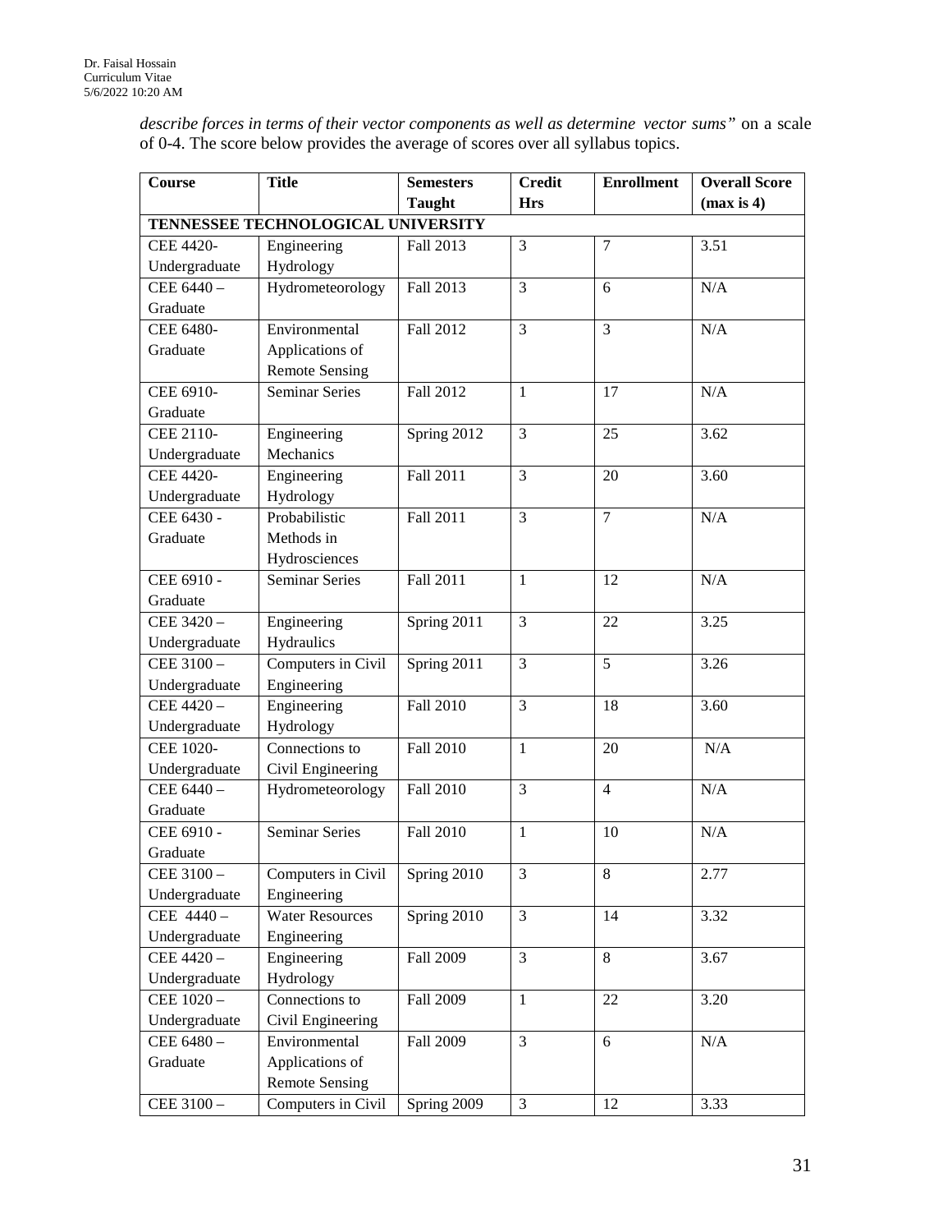*describe forces in terms of their vector components as well as determine vector sums"* on a scale of 0-4. The score below provides the average of scores over all syllabus topics.

| Course | Title | Semesters Taught | Credit Hrs | Enrollment | Overall Score (max is 4) |
|---|---|---|---|---|---|
| **TENNESSEE TECHNOLOGICAL UNIVERSITY** | | | | | |
| CEE 4420- Undergraduate | Engineering Hydrology | Fall 2013 | 3 | 7 | 3.51 |
| CEE 6440 – Graduate | Hydrometeorology | Fall 2013 | 3 | 6 | N/A |
| CEE 6480- Graduate | Environmental Applications of Remote Sensing | Fall 2012 | 3 | 3 | N/A |
| CEE 6910- Graduate | Seminar Series | Fall 2012 | 1 | 17 | N/A |
| CEE 2110- Undergraduate | Engineering Mechanics | Spring 2012 | 3 | 25 | 3.62 |
| CEE 4420- Undergraduate | Engineering Hydrology | Fall 2011 | 3 | 20 | 3.60 |
| CEE 6430 - Graduate | Probabilistic Methods in Hydrosciences | Fall 2011 | 3 | 7 | N/A |
| CEE 6910 - Graduate | Seminar Series | Fall 2011 | 1 | 12 | N/A |
| CEE 3420 – Undergraduate | Engineering Hydraulics | Spring 2011 | 3 | 22 | 3.25 |
| CEE 3100 – Undergraduate | Computers in Civil Engineering | Spring 2011 | 3 | 5 | 3.26 |
| CEE 4420 – Undergraduate | Engineering Hydrology | Fall 2010 | 3 | 18 | 3.60 |
| CEE 1020- Undergraduate | Connections to Civil Engineering | Fall 2010 | 1 | 20 | N/A |
| CEE 6440 – Graduate | Hydrometeorology | Fall 2010 | 3 | 4 | N/A |
| CEE 6910 - Graduate | Seminar Series | Fall 2010 | 1 | 10 | N/A |
| CEE 3100 – Undergraduate | Computers in Civil Engineering | Spring 2010 | 3 | 8 | 2.77 |
| CEE 4440 – Undergraduate | Water Resources Engineering | Spring 2010 | 3 | 14 | 3.32 |
| CEE 4420 – Undergraduate | Engineering Hydrology | Fall 2009 | 3 | 8 | 3.67 |
| CEE 1020 – Undergraduate | Connections to Civil Engineering | Fall 2009 | 1 | 22 | 3.20 |
| CEE 6480 – Graduate | Environmental Applications of Remote Sensing | Fall 2009 | 3 | 6 | N/A |
| CEE 3100 – | Computers in Civil | Spring 2009 | 3 | 12 | 3.33 |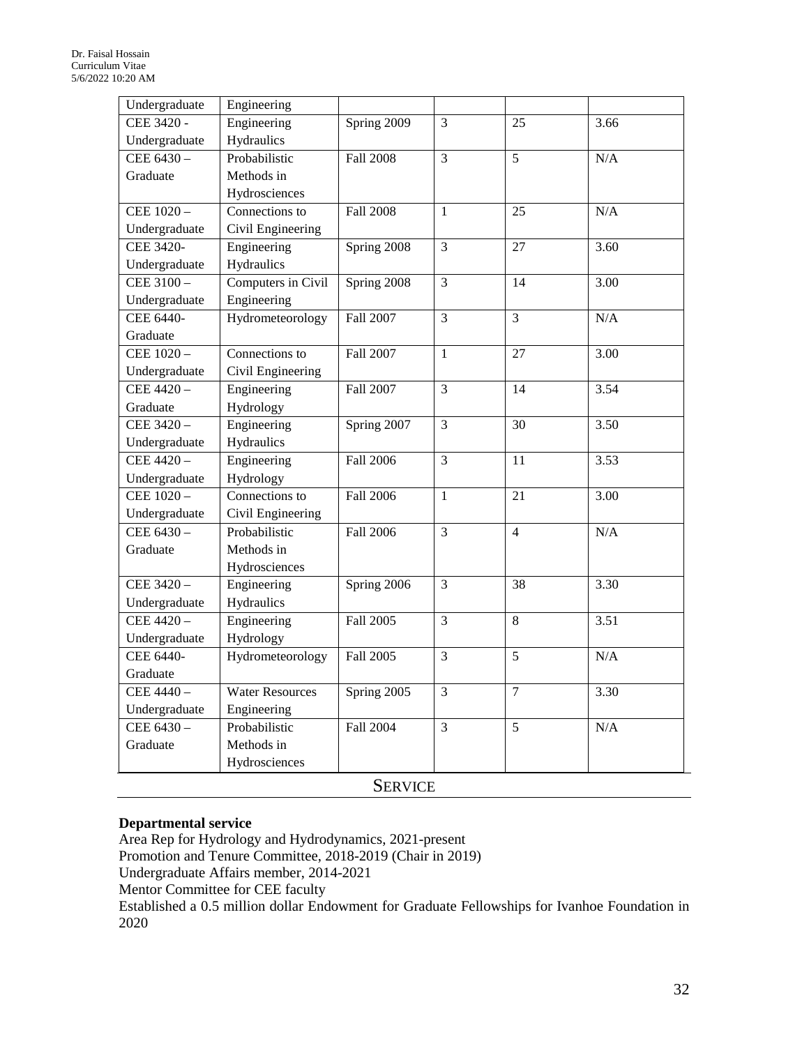| | | | | | |
|---|---|---|---|---|---|
| Undergraduate | Engineering | | | | |
| CEE 3420 - Undergraduate | Engineering Hydraulics | Spring 2009 | 3 | 25 | 3.66 |
| CEE 6430 – Graduate | Probabilistic Methods in Hydrosciences | Fall 2008 | 3 | 5 | N/A |
| CEE 1020 – Undergraduate | Connections to Civil Engineering | Fall 2008 | 1 | 25 | N/A |
| CEE 3420- Undergraduate | Engineering Hydraulics | Spring 2008 | 3 | 27 | 3.60 |
| CEE 3100 – Undergraduate | Computers in Civil Engineering | Spring 2008 | 3 | 14 | 3.00 |
| CEE 6440- Graduate | Hydrometeorology | Fall 2007 | 3 | 3 | N/A |
| CEE 1020 – Undergraduate | Connections to Civil Engineering | Fall 2007 | 1 | 27 | 3.00 |
| CEE 4420 – Graduate | Engineering Hydrology | Fall 2007 | 3 | 14 | 3.54 |
| CEE 3420 – Undergraduate | Engineering Hydraulics | Spring 2007 | 3 | 30 | 3.50 |
| CEE 4420 – Undergraduate | Engineering Hydrology | Fall 2006 | 3 | 11 | 3.53 |
| CEE 1020 – Undergraduate | Connections to Civil Engineering | Fall 2006 | 1 | 21 | 3.00 |
| CEE 6430 – Graduate | Probabilistic Methods in Hydrosciences | Fall 2006 | 3 | 4 | N/A |
| CEE 3420 – Undergraduate | Engineering Hydraulics | Spring 2006 | 3 | 38 | 3.30 |
| CEE 4420 – Undergraduate | Engineering Hydrology | Fall 2005 | 3 | 8 | 3.51 |
| CEE 6440- Graduate | Hydrometeorology | Fall 2005 | 3 | 5 | N/A |
| CEE 4440 – Undergraduate | Water Resources Engineering | Spring 2005 | 3 | 7 | 3.30 |
| CEE 6430 – Graduate | Probabilistic Methods in Hydrosciences | Fall 2004 | 3 | 5 | N/A |

## SERVICE

**Departmental service**

Area Rep for Hydrology and Hydrodynamics, 2021-present
Promotion and Tenure Committee, 2018-2019 (Chair in 2019)
Undergraduate Affairs member, 2014-2021
Mentor Committee for CEE faculty
Established a 0.5 million dollar Endowment for Graduate Fellowships for Ivanhoe Foundation in 2020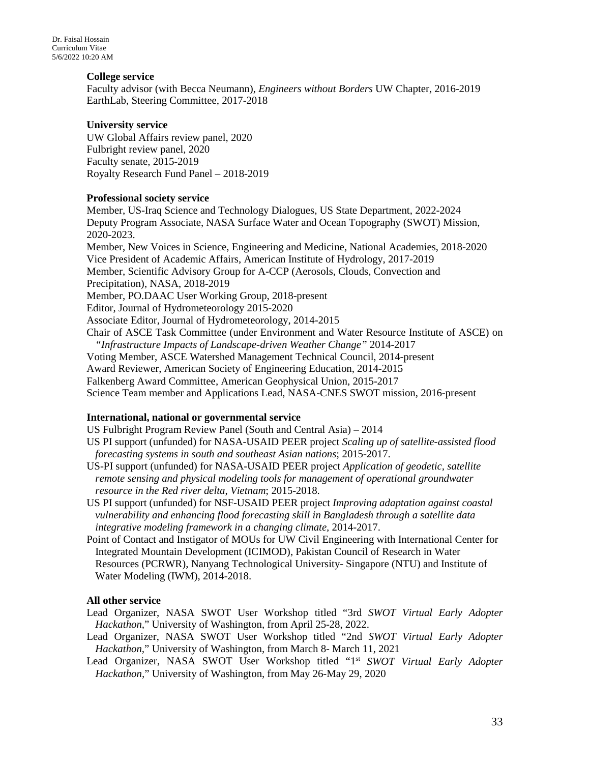**College service**

Faculty advisor (with Becca Neumann), *Engineers without Borders* UW Chapter, 2016-2019
EarthLab, Steering Committee, 2017-2018

**University service**

UW Global Affairs review panel, 2020
Fulbright review panel, 2020
Faculty senate, 2015-2019
Royalty Research Fund Panel – 2018-2019

**Professional society service**

Member, US-Iraq Science and Technology Dialogues, US State Department, 2022-2024
Deputy Program Associate, NASA Surface Water and Ocean Topography (SWOT) Mission, 2020-2023.
Member, New Voices in Science, Engineering and Medicine, National Academies, 2018-2020
Vice President of Academic Affairs, American Institute of Hydrology, 2017-2019
Member, Scientific Advisory Group for A-CCP (Aerosols, Clouds, Convection and Precipitation), NASA, 2018-2019
Member, PO.DAAC User Working Group, 2018-present
Editor, Journal of Hydrometeorology 2015-2020
Associate Editor, Journal of Hydrometeorology, 2014-2015
Chair of ASCE Task Committee (under Environment and Water Resource Institute of ASCE) on *"Infrastructure Impacts of Landscape-driven Weather Change"* 2014-2017
Voting Member, ASCE Watershed Management Technical Council, 2014-present
Award Reviewer, American Society of Engineering Education, 2014-2015
Falkenberg Award Committee, American Geophysical Union, 2015-2017
Science Team member and Applications Lead, NASA-CNES SWOT mission, 2016-present

**International, national or governmental service**

US Fulbright Program Review Panel (South and Central Asia) – 2014
US PI support (unfunded) for NASA-USAID PEER project *Scaling up of satellite-assisted flood forecasting systems in south and southeast Asian nations*; 2015-2017.
US-PI support (unfunded) for NASA-USAID PEER project *Application of geodetic, satellite remote sensing and physical modeling tools for management of operational groundwater resource in the Red river delta, Vietnam*; 2015-2018.
US PI support (unfunded) for NSF-USAID PEER project *Improving adaptation against coastal vulnerability and enhancing flood forecasting skill in Bangladesh through a satellite data integrative modeling framework in a changing climate,* 2014-2017.
Point of Contact and Instigator of MOUs for UW Civil Engineering with International Center for Integrated Mountain Development (ICIMOD), Pakistan Council of Research in Water Resources (PCRWR), Nanyang Technological University- Singapore (NTU) and Institute of Water Modeling (IWM), 2014-2018.

**All other service**

Lead Organizer, NASA SWOT User Workshop titled "3rd *SWOT Virtual Early Adopter Hackathon*," University of Washington, from April 25-28, 2022.
Lead Organizer, NASA SWOT User Workshop titled "2nd *SWOT Virtual Early Adopter Hackathon*," University of Washington, from March 8- March 11, 2021
Lead Organizer, NASA SWOT User Workshop titled "1st *SWOT Virtual Early Adopter Hackathon*," University of Washington, from May 26-May 29, 2020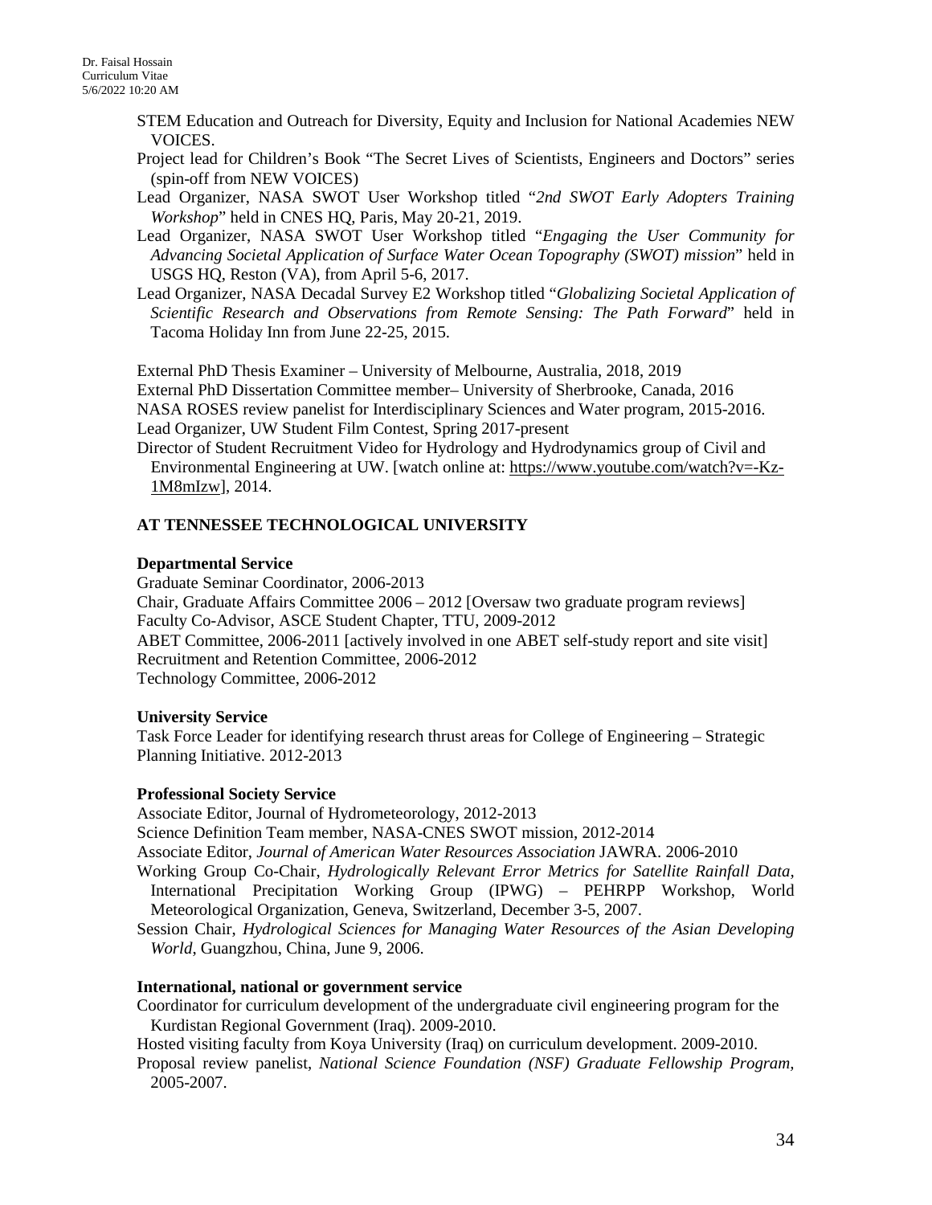STEM Education and Outreach for Diversity, Equity and Inclusion for National Academies NEW VOICES.

Project lead for Children's Book "The Secret Lives of Scientists, Engineers and Doctors" series (spin-off from NEW VOICES)

Lead Organizer, NASA SWOT User Workshop titled "*2nd SWOT Early Adopters Training Workshop*" held in CNES HQ, Paris, May 20-21, 2019.

Lead Organizer, NASA SWOT User Workshop titled "*Engaging the User Community for Advancing Societal Application of Surface Water Ocean Topography (SWOT) mission*" held in USGS HQ, Reston (VA), from April 5-6, 2017.

Lead Organizer, NASA Decadal Survey E2 Workshop titled "*Globalizing Societal Application of Scientific Research and Observations from Remote Sensing: The Path Forward*" held in Tacoma Holiday Inn from June 22-25, 2015.

External PhD Thesis Examiner – University of Melbourne, Australia, 2018, 2019

External PhD Dissertation Committee member– University of Sherbrooke, Canada, 2016

NASA ROSES review panelist for Interdisciplinary Sciences and Water program, 2015-2016.

Lead Organizer, UW Student Film Contest, Spring 2017-present

Director of Student Recruitment Video for Hydrology and Hydrodynamics group of Civil and Environmental Engineering at UW. [watch online at: https://www.youtube.com/watch?v=-Kz-1M8mIzw], 2014.

## AT TENNESSEE TECHNOLOGICAL UNIVERSITY

### Departmental Service

Graduate Seminar Coordinator, 2006-2013

Chair, Graduate Affairs Committee 2006 – 2012 [Oversaw two graduate program reviews]

Faculty Co-Advisor, ASCE Student Chapter, TTU, 2009-2012

ABET Committee, 2006-2011 [actively involved in one ABET self-study report and site visit]

Recruitment and Retention Committee, 2006-2012

Technology Committee, 2006-2012

### University Service

Task Force Leader for identifying research thrust areas for College of Engineering – Strategic Planning Initiative. 2012-2013

### Professional Society Service

Associate Editor, Journal of Hydrometeorology, 2012-2013

Science Definition Team member, NASA-CNES SWOT mission, 2012-2014

Associate Editor, *Journal of American Water Resources Association* JAWRA. 2006-2010

Working Group Co-Chair, *Hydrologically Relevant Error Metrics for Satellite Rainfall Data,* International Precipitation Working Group (IPWG) – PEHRPP Workshop, World Meteorological Organization, Geneva, Switzerland, December 3-5, 2007.

Session Chair, *Hydrological Sciences for Managing Water Resources of the Asian Developing World*, Guangzhou, China, June 9, 2006.

### International, national or government service

Coordinator for curriculum development of the undergraduate civil engineering program for the Kurdistan Regional Government (Iraq). 2009-2010.

Hosted visiting faculty from Koya University (Iraq) on curriculum development. 2009-2010.

Proposal review panelist, *National Science Foundation (NSF) Graduate Fellowship Program,* 2005-2007.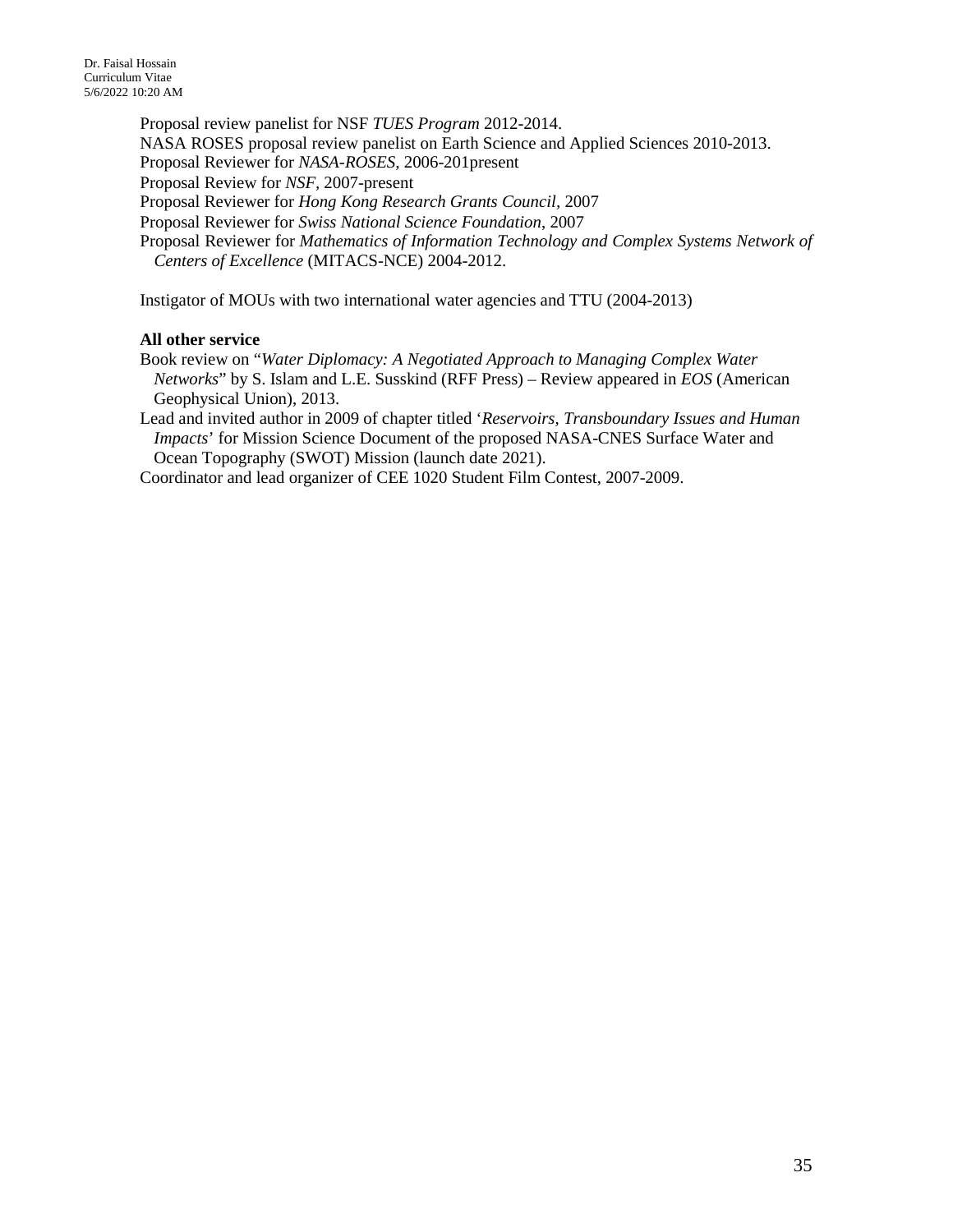Proposal review panelist for NSF *TUES Program* 2012-2014.

NASA ROSES proposal review panelist on Earth Science and Applied Sciences 2010-2013.

Proposal Reviewer for *NASA-ROSES*, 2006-201present

Proposal Review for *NSF*, 2007-present

Proposal Reviewer for *Hong Kong Research Grants Council*, 2007

Proposal Reviewer for *Swiss National Science Foundation*, 2007

Proposal Reviewer for *Mathematics of Information Technology and Complex Systems Network of Centers of Excellence* (MITACS-NCE) 2004-2012.

Instigator of MOUs with two international water agencies and TTU (2004-2013)

**All other service**

Book review on "*Water Diplomacy: A Negotiated Approach to Managing Complex Water Networks*" by S. Islam and L.E. Susskind (RFF Press) – Review appeared in *EOS* (American Geophysical Union), 2013.

Lead and invited author in 2009 of chapter titled '*Reservoirs, Transboundary Issues and Human Impacts*' for Mission Science Document of the proposed NASA-CNES Surface Water and Ocean Topography (SWOT) Mission (launch date 2021).

Coordinator and lead organizer of CEE 1020 Student Film Contest, 2007-2009.